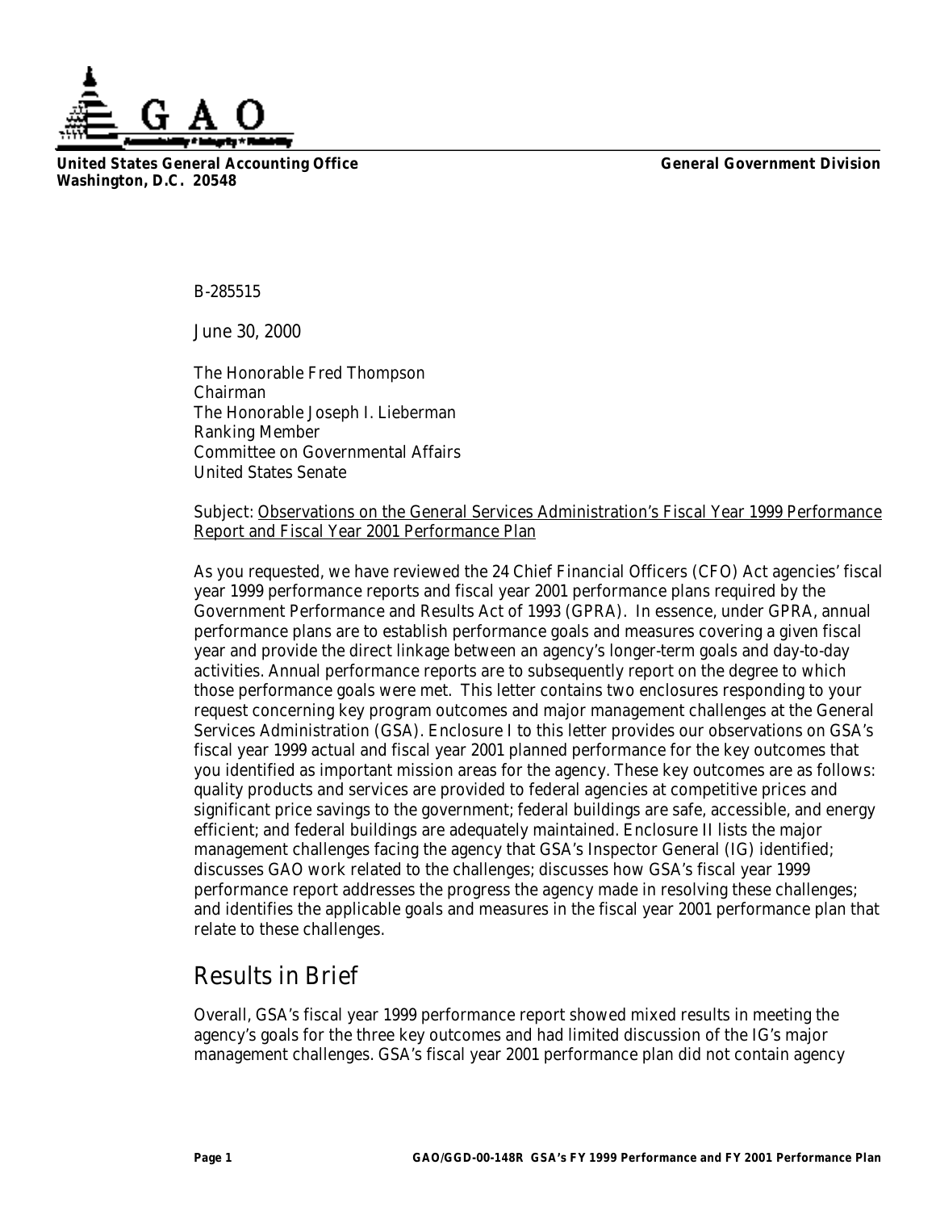**United States General Accounting Office**
**Washington, D.C. 20548**

**General Government Division**

B-285515

June 30, 2000

The Honorable Fred Thompson
Chairman
The Honorable Joseph I. Lieberman
Ranking Member
Committee on Governmental Affairs
United States Senate

Subject: Observations on the General Services Administration's Fiscal Year 1999 Performance Report and Fiscal Year 2001 Performance Plan

As you requested, we have reviewed the 24 Chief Financial Officers (CFO) Act agencies' fiscal year 1999 performance reports and fiscal year 2001 performance plans required by the Government Performance and Results Act of 1993 (GPRA). In essence, under GPRA, annual performance plans are to establish performance goals and measures covering a given fiscal year and provide the direct linkage between an agency's longer-term goals and day-to-day activities. Annual performance reports are to subsequently report on the degree to which those performance goals were met. This letter contains two enclosures responding to your request concerning key program outcomes and major management challenges at the General Services Administration (GSA). Enclosure I to this letter provides our observations on GSA's fiscal year 1999 actual and fiscal year 2001 planned performance for the key outcomes that you identified as important mission areas for the agency. These key outcomes are as follows: quality products and services are provided to federal agencies at competitive prices and significant price savings to the government; federal buildings are safe, accessible, and energy efficient; and federal buildings are adequately maintained. Enclosure II lists the major management challenges facing the agency that GSA's Inspector General (IG) identified; discusses GAO work related to the challenges; discusses how GSA's fiscal year 1999 performance report addresses the progress the agency made in resolving these challenges; and identifies the applicable goals and measures in the fiscal year 2001 performance plan that relate to these challenges.

## Results in Brief

Overall, GSA's fiscal year 1999 performance report showed mixed results in meeting the agency's goals for the three key outcomes and had limited discussion of the IG's major management challenges. GSA's fiscal year 2001 performance plan did not contain agency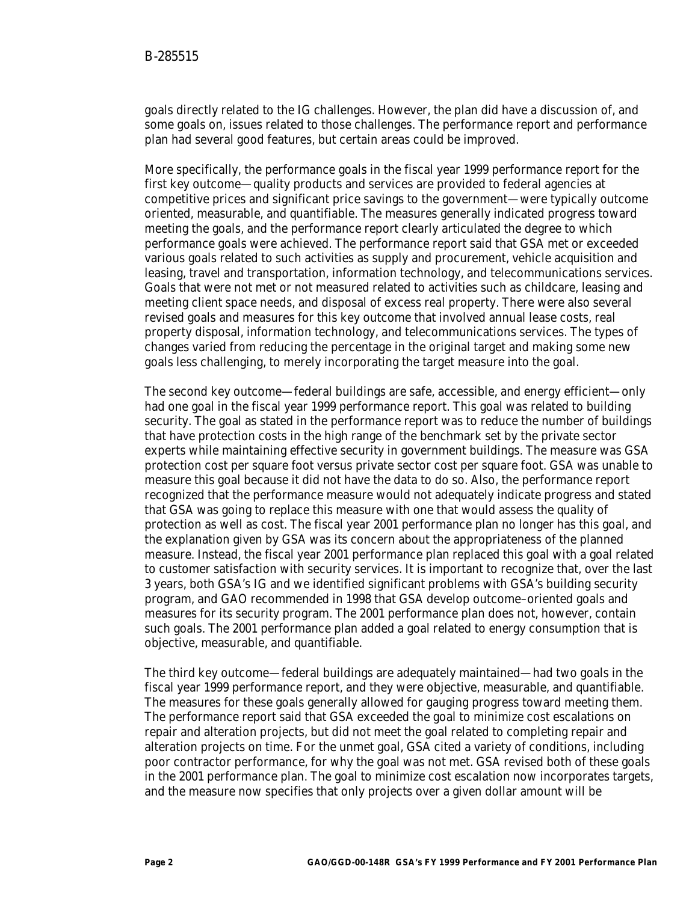goals directly related to the IG challenges. However, the plan did have a discussion of, and some goals on, issues related to those challenges. The performance report and performance plan had several good features, but certain areas could be improved.

More specifically, the performance goals in the fiscal year 1999 performance report for the first key outcome—quality products and services are provided to federal agencies at competitive prices and significant price savings to the government—were typically outcome oriented, measurable, and quantifiable. The measures generally indicated progress toward meeting the goals, and the performance report clearly articulated the degree to which performance goals were achieved. The performance report said that GSA met or exceeded various goals related to such activities as supply and procurement, vehicle acquisition and leasing, travel and transportation, information technology, and telecommunications services. Goals that were not met or not measured related to activities such as childcare, leasing and meeting client space needs, and disposal of excess real property. There were also several revised goals and measures for this key outcome that involved annual lease costs, real property disposal, information technology, and telecommunications services. The types of changes varied from reducing the percentage in the original target and making some new goals less challenging, to merely incorporating the target measure into the goal.

The second key outcome—federal buildings are safe, accessible, and energy efficient—only had one goal in the fiscal year 1999 performance report. This goal was related to building security. The goal as stated in the performance report was to reduce the number of buildings that have protection costs in the high range of the benchmark set by the private sector experts while maintaining effective security in government buildings. The measure was GSA protection cost per square foot versus private sector cost per square foot. GSA was unable to measure this goal because it did not have the data to do so. Also, the performance report recognized that the performance measure would not adequately indicate progress and stated that GSA was going to replace this measure with one that would assess the quality of protection as well as cost. The fiscal year 2001 performance plan no longer has this goal, and the explanation given by GSA was its concern about the appropriateness of the planned measure. Instead, the fiscal year 2001 performance plan replaced this goal with a goal related to customer satisfaction with security services. It is important to recognize that, over the last 3 years, both GSA's IG and we identified significant problems with GSA's building security program, and GAO recommended in 1998 that GSA develop outcome–oriented goals and measures for its security program. The 2001 performance plan does not, however, contain such goals. The 2001 performance plan added a goal related to energy consumption that is objective, measurable, and quantifiable.

The third key outcome—federal buildings are adequately maintained—had two goals in the fiscal year 1999 performance report, and they were objective, measurable, and quantifiable. The measures for these goals generally allowed for gauging progress toward meeting them. The performance report said that GSA exceeded the goal to minimize cost escalations on repair and alteration projects, but did not meet the goal related to completing repair and alteration projects on time. For the unmet goal, GSA cited a variety of conditions, including poor contractor performance, for why the goal was not met. GSA revised both of these goals in the 2001 performance plan. The goal to minimize cost escalation now incorporates targets, and the measure now specifies that only projects over a given dollar amount will be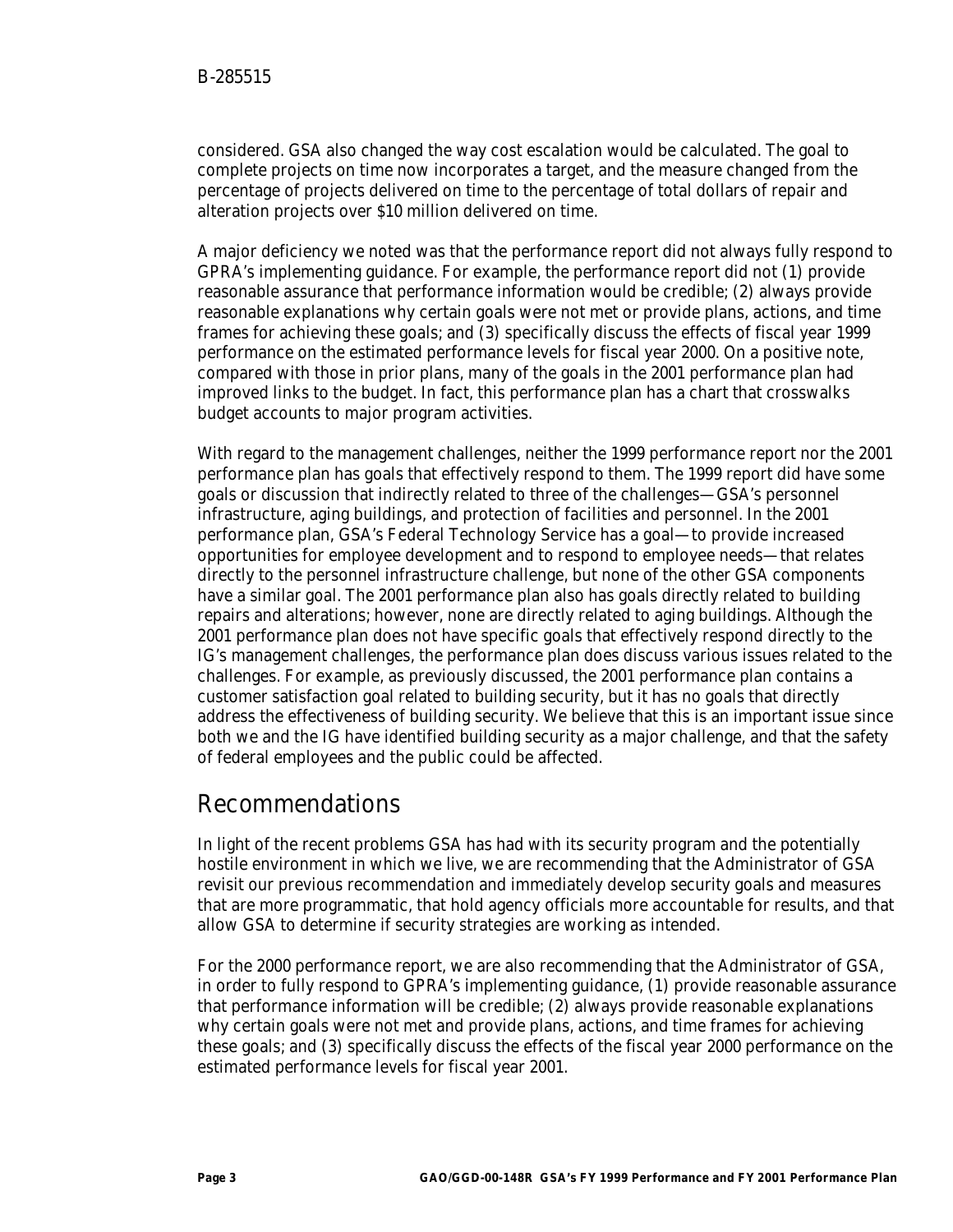considered. GSA also changed the way cost escalation would be calculated. The goal to complete projects on time now incorporates a target, and the measure changed from the percentage of projects delivered on time to the percentage of total dollars of repair and alteration projects over $10 million delivered on time.

A major deficiency we noted was that the performance report did not always fully respond to GPRA's implementing guidance. For example, the performance report did not (1) provide reasonable assurance that performance information would be credible; (2) always provide reasonable explanations why certain goals were not met or provide plans, actions, and time frames for achieving these goals; and (3) specifically discuss the effects of fiscal year 1999 performance on the estimated performance levels for fiscal year 2000. On a positive note, compared with those in prior plans, many of the goals in the 2001 performance plan had improved links to the budget. In fact, this performance plan has a chart that crosswalks budget accounts to major program activities.

With regard to the management challenges, neither the 1999 performance report nor the 2001 performance plan has goals that effectively respond to them. The 1999 report did have some goals or discussion that indirectly related to three of the challenges—GSA's personnel infrastructure, aging buildings, and protection of facilities and personnel. In the 2001 performance plan, GSA's Federal Technology Service has a goal—to provide increased opportunities for employee development and to respond to employee needs—that relates directly to the personnel infrastructure challenge, but none of the other GSA components have a similar goal. The 2001 performance plan also has goals directly related to building repairs and alterations; however, none are directly related to aging buildings. Although the 2001 performance plan does not have specific goals that effectively respond directly to the IG's management challenges, the performance plan does discuss various issues related to the challenges. For example, as previously discussed, the 2001 performance plan contains a customer satisfaction goal related to building security, but it has no goals that directly address the effectiveness of building security. We believe that this is an important issue since both we and the IG have identified building security as a major challenge, and that the safety of federal employees and the public could be affected.

## Recommendations

In light of the recent problems GSA has had with its security program and the potentially hostile environment in which we live, we are recommending that the Administrator of GSA revisit our previous recommendation and immediately develop security goals and measures that are more programmatic, that hold agency officials more accountable for results, and that allow GSA to determine if security strategies are working as intended.

For the 2000 performance report, we are also recommending that the Administrator of GSA, in order to fully respond to GPRA's implementing guidance, (1) provide reasonable assurance that performance information will be credible; (2) always provide reasonable explanations why certain goals were not met and provide plans, actions, and time frames for achieving these goals; and (3) specifically discuss the effects of the fiscal year 2000 performance on the estimated performance levels for fiscal year 2001.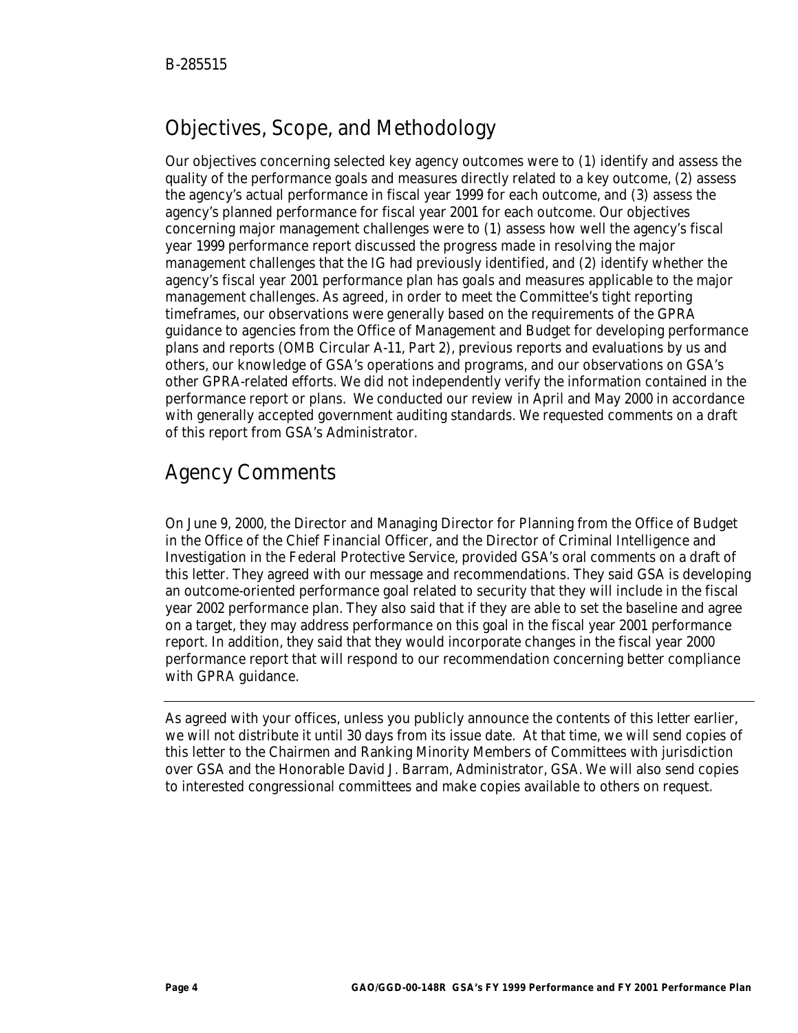## Objectives, Scope, and Methodology

Our objectives concerning selected key agency outcomes were to (1) identify and assess the quality of the performance goals and measures directly related to a key outcome, (2) assess the agency's actual performance in fiscal year 1999 for each outcome, and (3) assess the agency's planned performance for fiscal year 2001 for each outcome. Our objectives concerning major management challenges were to (1) assess how well the agency's fiscal year 1999 performance report discussed the progress made in resolving the major management challenges that the IG had previously identified, and (2) identify whether the agency's fiscal year 2001 performance plan has goals and measures applicable to the major management challenges. As agreed, in order to meet the Committee's tight reporting timeframes, our observations were generally based on the requirements of the GPRA guidance to agencies from the Office of Management and Budget for developing performance plans and reports (OMB Circular A-11, Part 2), previous reports and evaluations by us and others, our knowledge of GSA's operations and programs, and our observations on GSA's other GPRA-related efforts. We did not independently verify the information contained in the performance report or plans. We conducted our review in April and May 2000 in accordance with generally accepted government auditing standards. We requested comments on a draft of this report from GSA's Administrator.

## Agency Comments

On June 9, 2000, the Director and Managing Director for Planning from the Office of Budget in the Office of the Chief Financial Officer, and the Director of Criminal Intelligence and Investigation in the Federal Protective Service, provided GSA's oral comments on a draft of this letter. They agreed with our message and recommendations. They said GSA is developing an outcome-oriented performance goal related to security that they will include in the fiscal year 2002 performance plan. They also said that if they are able to set the baseline and agree on a target, they may address performance on this goal in the fiscal year 2001 performance report. In addition, they said that they would incorporate changes in the fiscal year 2000 performance report that will respond to our recommendation concerning better compliance with GPRA guidance.

---

As agreed with your offices, unless you publicly announce the contents of this letter earlier, we will not distribute it until 30 days from its issue date. At that time, we will send copies of this letter to the Chairmen and Ranking Minority Members of Committees with jurisdiction over GSA and the Honorable David J. Barram, Administrator, GSA. We will also send copies to interested congressional committees and make copies available to others on request.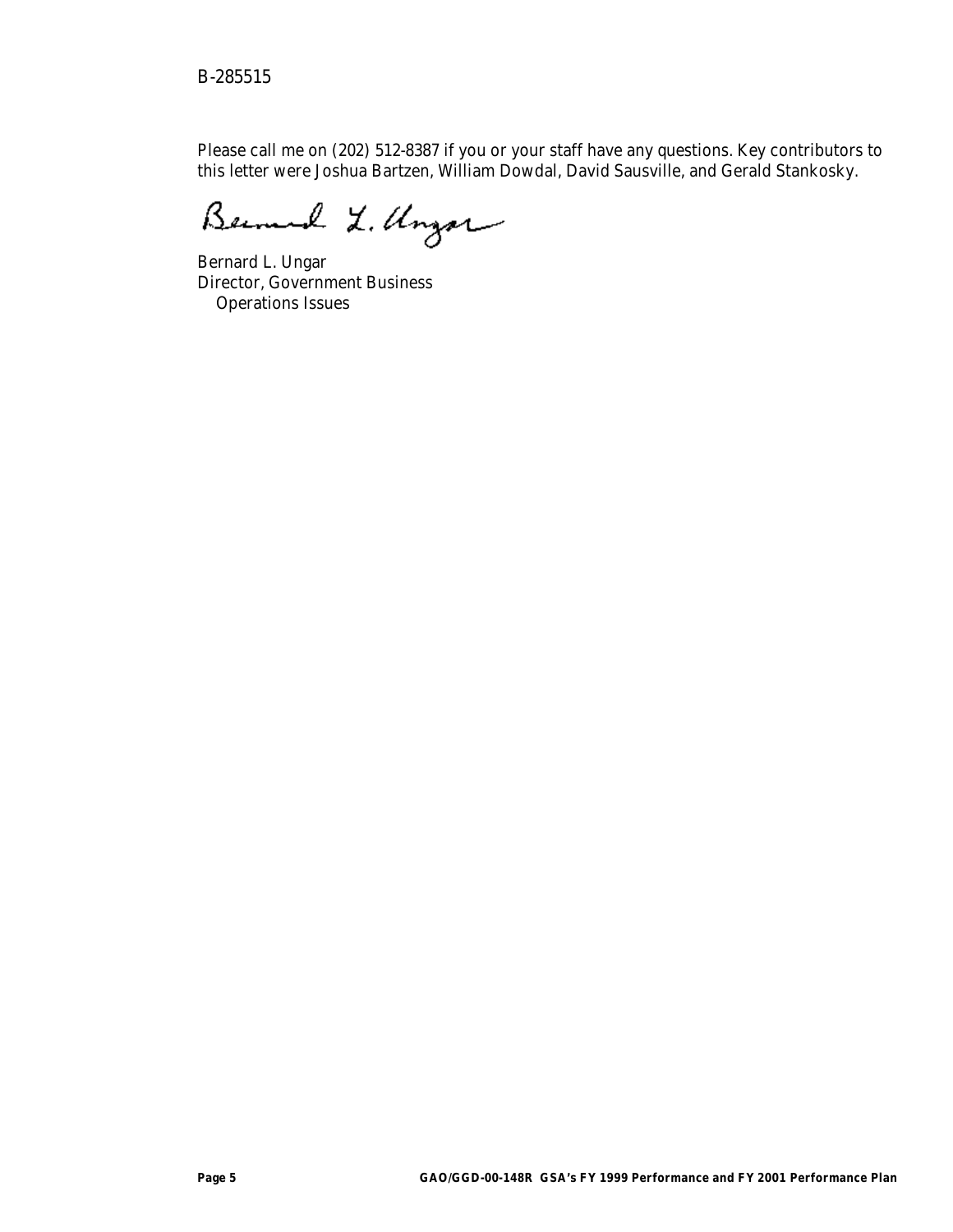Please call me on (202) 512-8387 if you or your staff have any questions. Key contributors to this letter were Joshua Bartzen, William Dowdal, David Sausville, and Gerald Stankosky.

Bernard L. Ungar
Director, Government Business
Operations Issues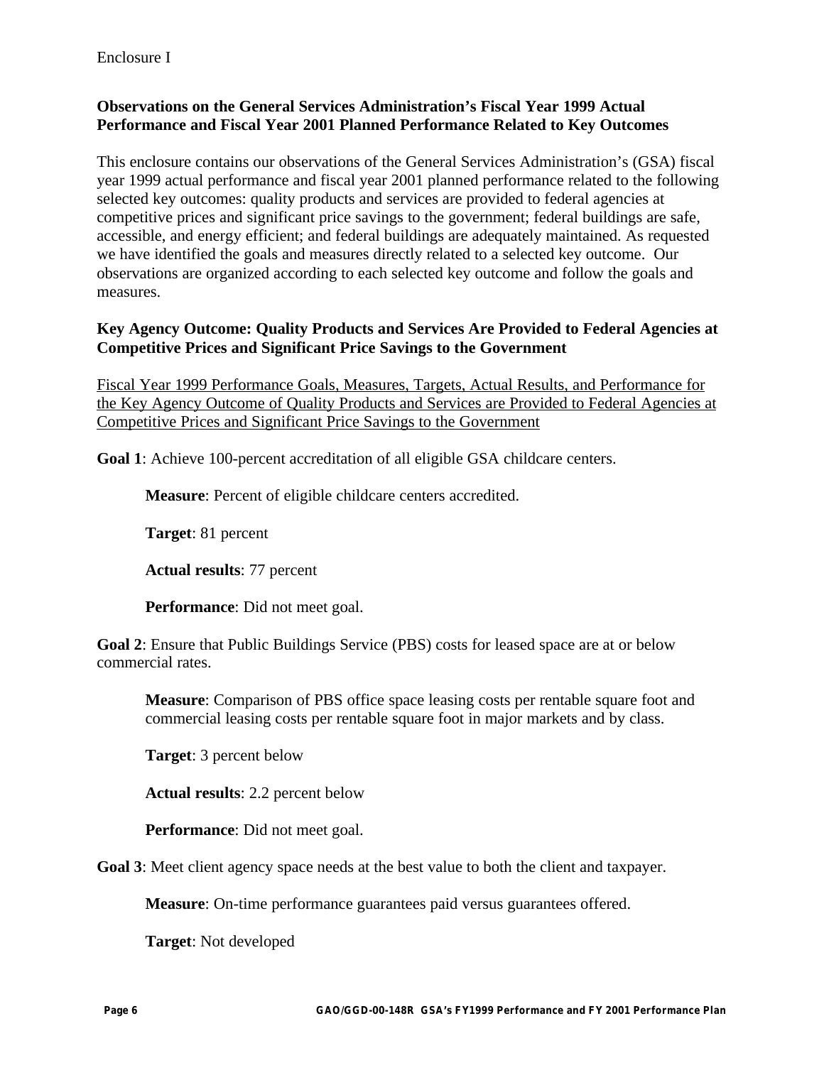Enclosure I

## Observations on the General Services Administration's Fiscal Year 1999 Actual Performance and Fiscal Year 2001 Planned Performance Related to Key Outcomes

This enclosure contains our observations of the General Services Administration's (GSA) fiscal year 1999 actual performance and fiscal year 2001 planned performance related to the following selected key outcomes: quality products and services are provided to federal agencies at competitive prices and significant price savings to the government; federal buildings are safe, accessible, and energy efficient; and federal buildings are adequately maintained. As requested we have identified the goals and measures directly related to a selected key outcome. Our observations are organized according to each selected key outcome and follow the goals and measures.

### Key Agency Outcome: Quality Products and Services Are Provided to Federal Agencies at Competitive Prices and Significant Price Savings to the Government

Fiscal Year 1999 Performance Goals, Measures, Targets, Actual Results, and Performance for the Key Agency Outcome of Quality Products and Services are Provided to Federal Agencies at Competitive Prices and Significant Price Savings to the Government

**Goal 1**: Achieve 100-percent accreditation of all eligible GSA childcare centers.

> **Measure**: Percent of eligible childcare centers accredited.
>
> **Target**: 81 percent
>
> **Actual results**: 77 percent
>
> **Performance**: Did not meet goal.

**Goal 2**: Ensure that Public Buildings Service (PBS) costs for leased space are at or below commercial rates.

> **Measure**: Comparison of PBS office space leasing costs per rentable square foot and commercial leasing costs per rentable square foot in major markets and by class.
>
> **Target**: 3 percent below
>
> **Actual results**: 2.2 percent below
>
> **Performance**: Did not meet goal.

**Goal 3**: Meet client agency space needs at the best value to both the client and taxpayer.

> **Measure**: On-time performance guarantees paid versus guarantees offered.
>
> **Target**: Not developed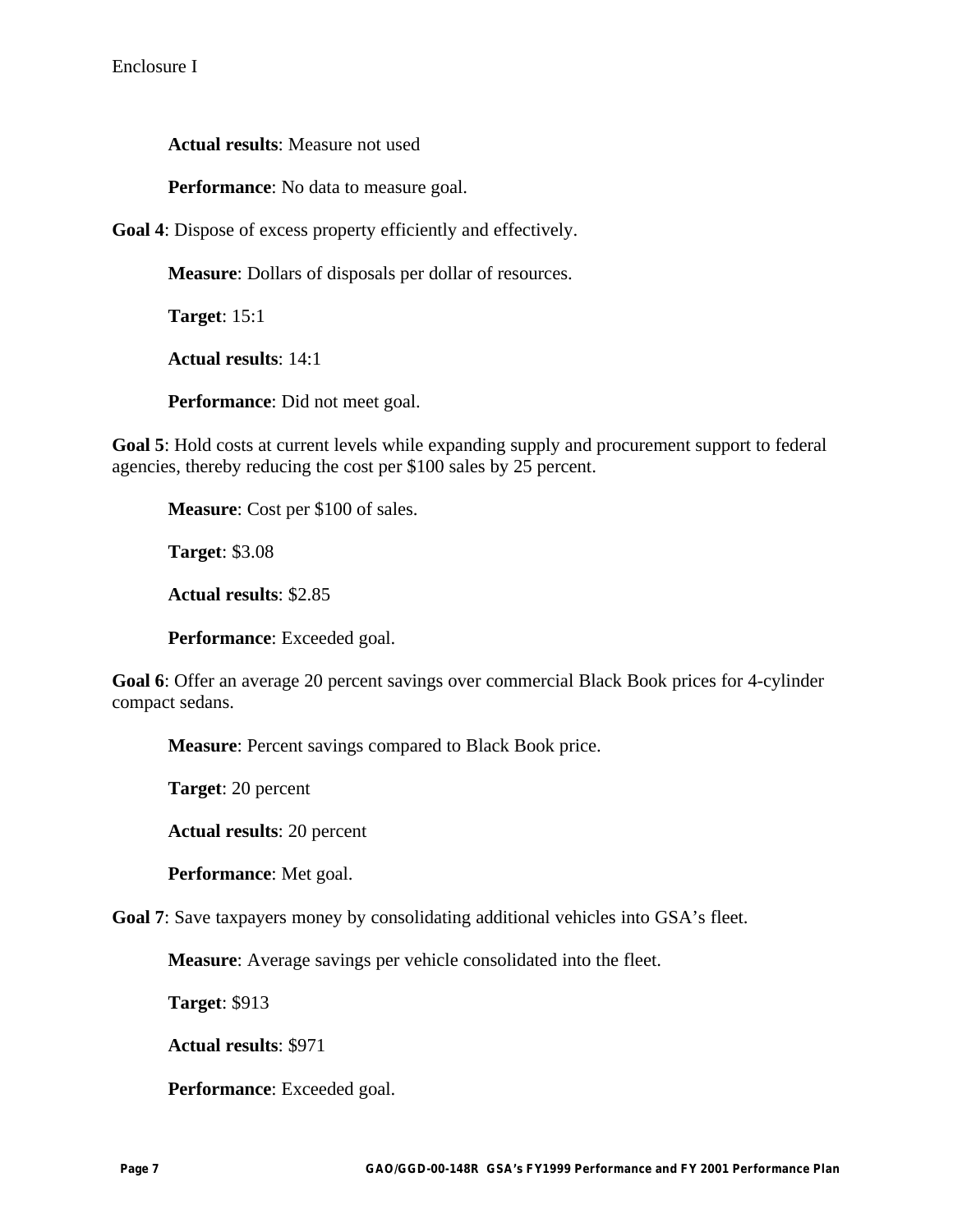**Actual results**: Measure not used

**Performance**: No data to measure goal.

**Goal 4**: Dispose of excess property efficiently and effectively.

**Measure**: Dollars of disposals per dollar of resources.

**Target**: 15:1

**Actual results**: 14:1

**Performance**: Did not meet goal.

**Goal 5**: Hold costs at current levels while expanding supply and procurement support to federal agencies, thereby reducing the cost per $100 sales by 25 percent.

**Measure**: Cost per $100 of sales.

**Target**: $3.08

**Actual results**: $2.85

**Performance**: Exceeded goal.

**Goal 6**: Offer an average 20 percent savings over commercial Black Book prices for 4-cylinder compact sedans.

**Measure**: Percent savings compared to Black Book price.

**Target**: 20 percent

**Actual results**: 20 percent

**Performance**: Met goal.

**Goal 7**: Save taxpayers money by consolidating additional vehicles into GSA's fleet.

**Measure**: Average savings per vehicle consolidated into the fleet.

**Target**: $913

**Actual results**: $971

**Performance**: Exceeded goal.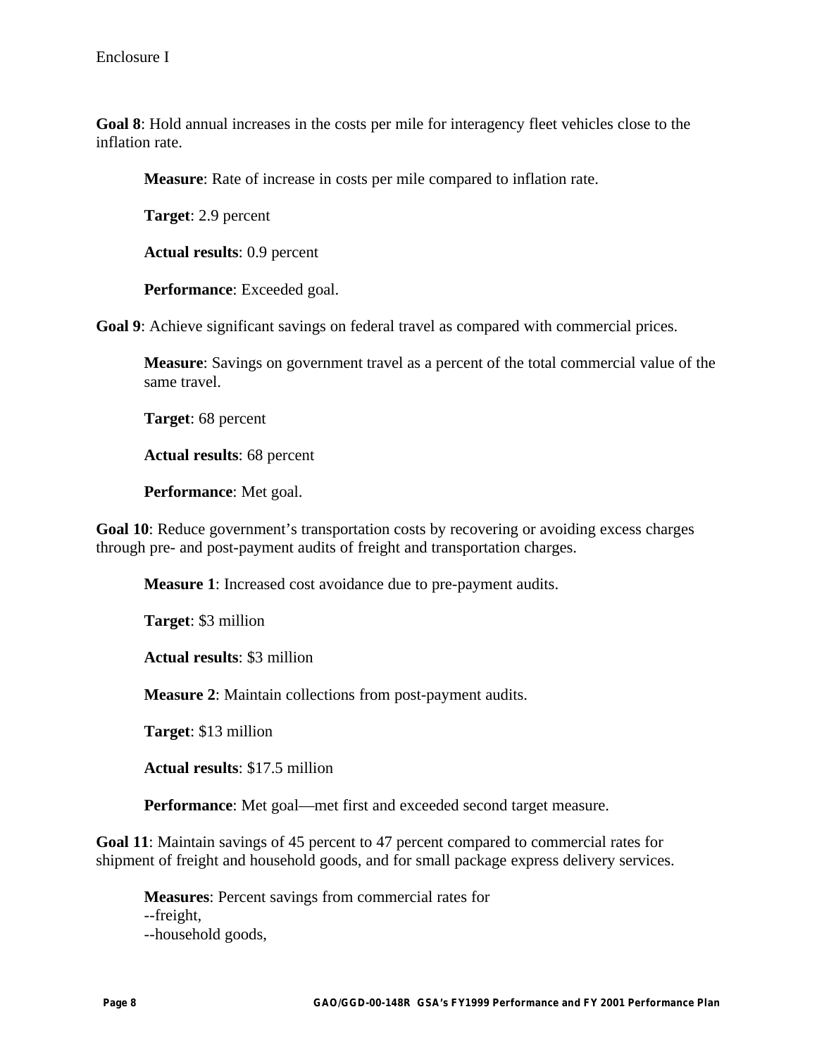Enclosure I

**Goal 8**: Hold annual increases in the costs per mile for interagency fleet vehicles close to the inflation rate.

> **Measure**: Rate of increase in costs per mile compared to inflation rate.
>
> **Target**: 2.9 percent
>
> **Actual results**: 0.9 percent
>
> **Performance**: Exceeded goal.

**Goal 9**: Achieve significant savings on federal travel as compared with commercial prices.

> **Measure**: Savings on government travel as a percent of the total commercial value of the same travel.
>
> **Target**: 68 percent
>
> **Actual results**: 68 percent
>
> **Performance**: Met goal.

**Goal 10**: Reduce government's transportation costs by recovering or avoiding excess charges through pre- and post-payment audits of freight and transportation charges.

> **Measure 1**: Increased cost avoidance due to pre-payment audits.
>
> **Target**: $3 million
>
> **Actual results**: $3 million
>
> **Measure 2**: Maintain collections from post-payment audits.
>
> **Target**: $13 million
>
> **Actual results**: $17.5 million
>
> **Performance**: Met goal—met first and exceeded second target measure.

**Goal 11**: Maintain savings of 45 percent to 47 percent compared to commercial rates for shipment of freight and household goods, and for small package express delivery services.

> **Measures**: Percent savings from commercial rates for
> --freight,
> --household goods,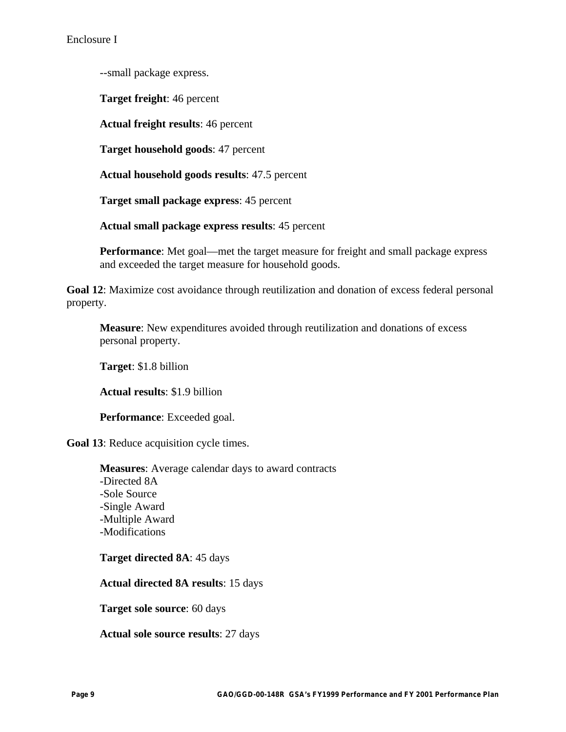--small package express.

**Target freight**: 46 percent

**Actual freight results**: 46 percent

**Target household goods**: 47 percent

**Actual household goods results**: 47.5 percent

**Target small package express**: 45 percent

**Actual small package express results**: 45 percent

**Performance**: Met goal—met the target measure for freight and small package express and exceeded the target measure for household goods.

**Goal 12**: Maximize cost avoidance through reutilization and donation of excess federal personal property.

**Measure**: New expenditures avoided through reutilization and donations of excess personal property.

**Target**: $1.8 billion

**Actual results**: $1.9 billion

**Performance**: Exceeded goal.

**Goal 13**: Reduce acquisition cycle times.

**Measures**: Average calendar days to award contracts
-Directed 8A
-Sole Source
-Single Award
-Multiple Award
-Modifications

**Target directed 8A**: 45 days

**Actual directed 8A results**: 15 days

**Target sole source**: 60 days

**Actual sole source results**: 27 days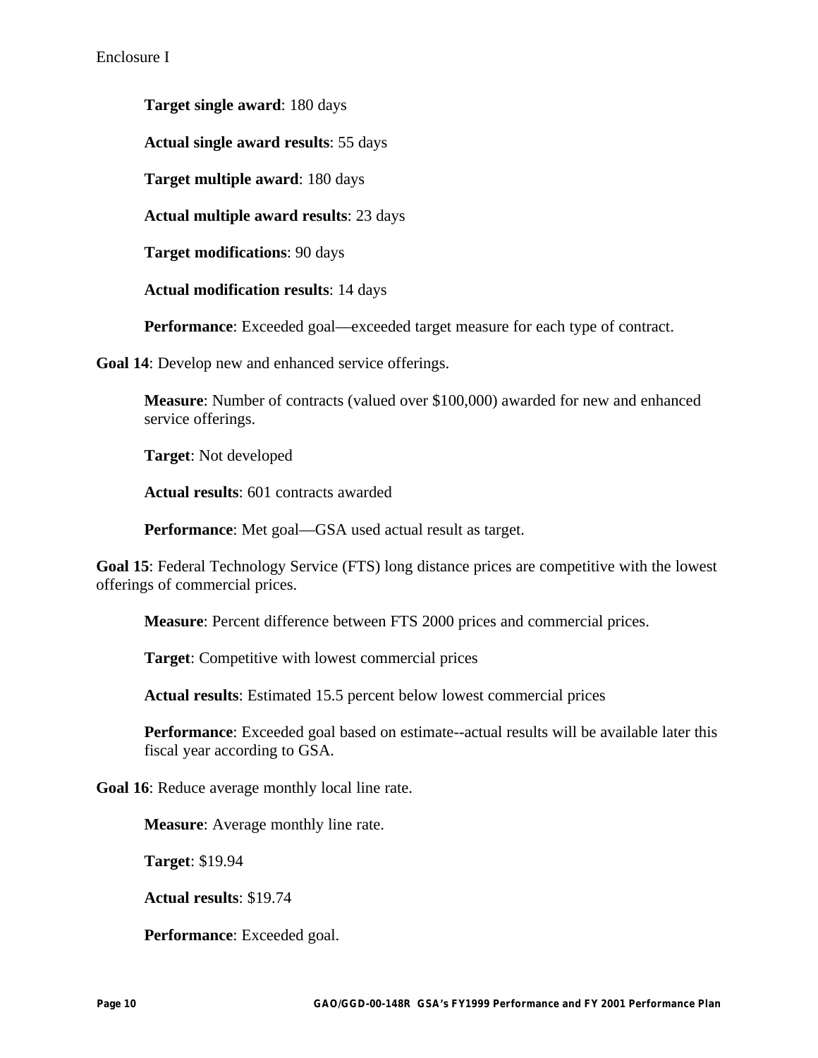**Target single award**: 180 days

**Actual single award results**: 55 days

**Target multiple award**: 180 days

**Actual multiple award results**: 23 days

**Target modifications**: 90 days

**Actual modification results**: 14 days

**Performance**: Exceeded goal—exceeded target measure for each type of contract.

**Goal 14**: Develop new and enhanced service offerings.

**Measure**: Number of contracts (valued over $100,000) awarded for new and enhanced service offerings.

**Target**: Not developed

**Actual results**: 601 contracts awarded

**Performance**: Met goal—GSA used actual result as target.

**Goal 15**: Federal Technology Service (FTS) long distance prices are competitive with the lowest offerings of commercial prices.

**Measure**: Percent difference between FTS 2000 prices and commercial prices.

**Target**: Competitive with lowest commercial prices

**Actual results**: Estimated 15.5 percent below lowest commercial prices

**Performance**: Exceeded goal based on estimate--actual results will be available later this fiscal year according to GSA.

**Goal 16**: Reduce average monthly local line rate.

**Measure**: Average monthly line rate.

**Target**: $19.94

**Actual results**: $19.74

**Performance**: Exceeded goal.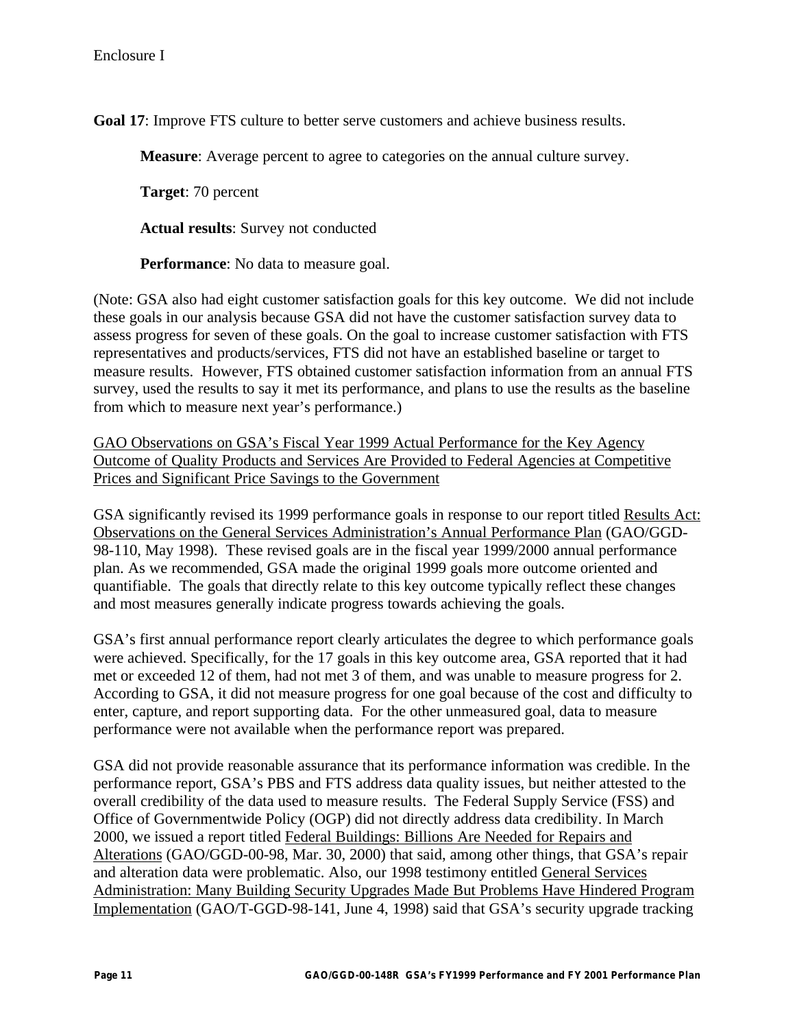Enclosure I

**Goal 17**: Improve FTS culture to better serve customers and achieve business results.

> **Measure**: Average percent to agree to categories on the annual culture survey.
>
> **Target**: 70 percent
>
> **Actual results**: Survey not conducted
>
> **Performance**: No data to measure goal.

(Note: GSA also had eight customer satisfaction goals for this key outcome. We did not include these goals in our analysis because GSA did not have the customer satisfaction survey data to assess progress for seven of these goals. On the goal to increase customer satisfaction with FTS representatives and products/services, FTS did not have an established baseline or target to measure results. However, FTS obtained customer satisfaction information from an annual FTS survey, used the results to say it met its performance, and plans to use the results as the baseline from which to measure next year's performance.)

<u>GAO Observations on GSA's Fiscal Year 1999 Actual Performance for the Key Agency Outcome of Quality Products and Services Are Provided to Federal Agencies at Competitive Prices and Significant Price Savings to the Government</u>

GSA significantly revised its 1999 performance goals in response to our report titled <u>Results Act: Observations on the General Services Administration's Annual Performance Plan</u> (GAO/GGD-98-110, May 1998). These revised goals are in the fiscal year 1999/2000 annual performance plan. As we recommended, GSA made the original 1999 goals more outcome oriented and quantifiable. The goals that directly relate to this key outcome typically reflect these changes and most measures generally indicate progress towards achieving the goals.

GSA's first annual performance report clearly articulates the degree to which performance goals were achieved. Specifically, for the 17 goals in this key outcome area, GSA reported that it had met or exceeded 12 of them, had not met 3 of them, and was unable to measure progress for 2. According to GSA, it did not measure progress for one goal because of the cost and difficulty to enter, capture, and report supporting data. For the other unmeasured goal, data to measure performance were not available when the performance report was prepared.

GSA did not provide reasonable assurance that its performance information was credible. In the performance report, GSA's PBS and FTS address data quality issues, but neither attested to the overall credibility of the data used to measure results. The Federal Supply Service (FSS) and Office of Governmentwide Policy (OGP) did not directly address data credibility. In March 2000, we issued a report titled <u>Federal Buildings: Billions Are Needed for Repairs and Alterations</u> (GAO/GGD-00-98, Mar. 30, 2000) that said, among other things, that GSA's repair and alteration data were problematic. Also, our 1998 testimony entitled <u>General Services Administration: Many Building Security Upgrades Made But Problems Have Hindered Program Implementation</u> (GAO/T-GGD-98-141, June 4, 1998) said that GSA's security upgrade tracking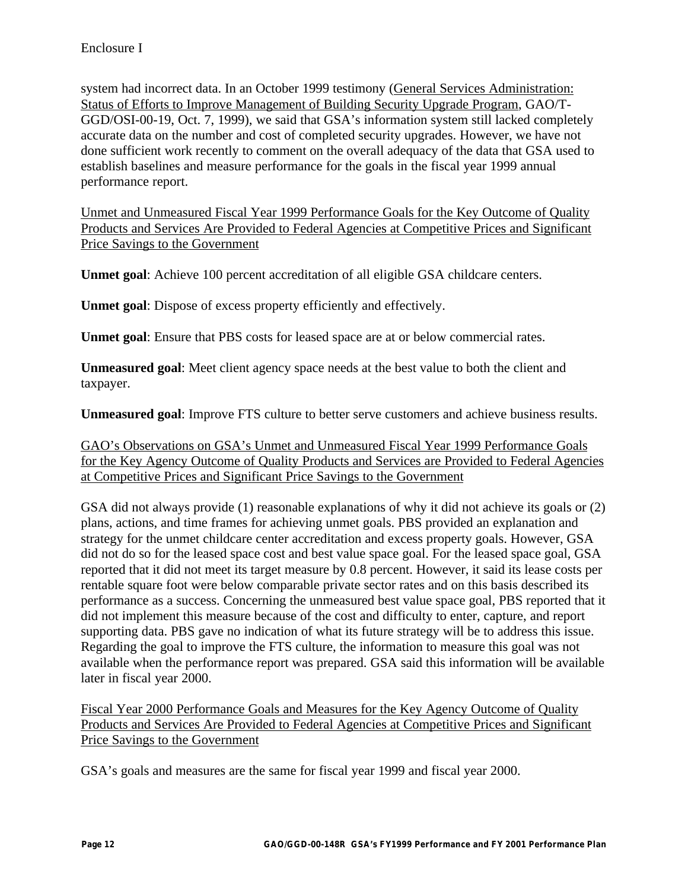system had incorrect data. In an October 1999 testimony (General Services Administration: Status of Efforts to Improve Management of Building Security Upgrade Program, GAO/T-GGD/OSI-00-19, Oct. 7, 1999), we said that GSA's information system still lacked completely accurate data on the number and cost of completed security upgrades. However, we have not done sufficient work recently to comment on the overall adequacy of the data that GSA used to establish baselines and measure performance for the goals in the fiscal year 1999 annual performance report.

Unmet and Unmeasured Fiscal Year 1999 Performance Goals for the Key Outcome of Quality Products and Services Are Provided to Federal Agencies at Competitive Prices and Significant Price Savings to the Government

**Unmet goal**: Achieve 100 percent accreditation of all eligible GSA childcare centers.

**Unmet goal**: Dispose of excess property efficiently and effectively.

**Unmet goal**: Ensure that PBS costs for leased space are at or below commercial rates.

**Unmeasured goal**: Meet client agency space needs at the best value to both the client and taxpayer.

**Unmeasured goal**: Improve FTS culture to better serve customers and achieve business results.

GAO's Observations on GSA's Unmet and Unmeasured Fiscal Year 1999 Performance Goals for the Key Agency Outcome of Quality Products and Services are Provided to Federal Agencies at Competitive Prices and Significant Price Savings to the Government

GSA did not always provide (1) reasonable explanations of why it did not achieve its goals or (2) plans, actions, and time frames for achieving unmet goals. PBS provided an explanation and strategy for the unmet childcare center accreditation and excess property goals. However, GSA did not do so for the leased space cost and best value space goal. For the leased space goal, GSA reported that it did not meet its target measure by 0.8 percent. However, it said its lease costs per rentable square foot were below comparable private sector rates and on this basis described its performance as a success. Concerning the unmeasured best value space goal, PBS reported that it did not implement this measure because of the cost and difficulty to enter, capture, and report supporting data. PBS gave no indication of what its future strategy will be to address this issue. Regarding the goal to improve the FTS culture, the information to measure this goal was not available when the performance report was prepared. GSA said this information will be available later in fiscal year 2000.

Fiscal Year 2000 Performance Goals and Measures for the Key Agency Outcome of Quality Products and Services Are Provided to Federal Agencies at Competitive Prices and Significant Price Savings to the Government

GSA's goals and measures are the same for fiscal year 1999 and fiscal year 2000.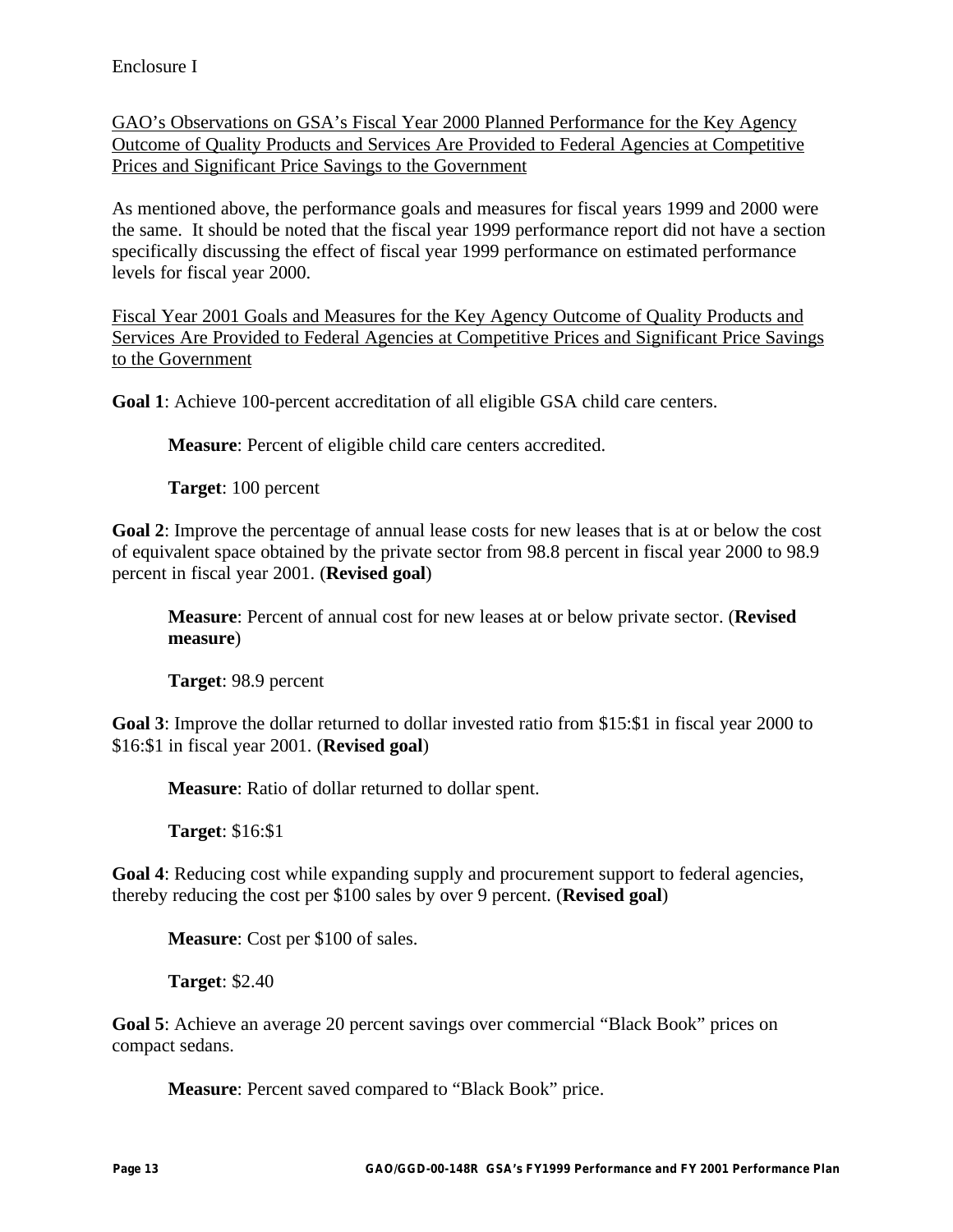Enclosure I

GAO's Observations on GSA's Fiscal Year 2000 Planned Performance for the Key Agency Outcome of Quality Products and Services Are Provided to Federal Agencies at Competitive Prices and Significant Price Savings to the Government

As mentioned above, the performance goals and measures for fiscal years 1999 and 2000 were the same. It should be noted that the fiscal year 1999 performance report did not have a section specifically discussing the effect of fiscal year 1999 performance on estimated performance levels for fiscal year 2000.

Fiscal Year 2001 Goals and Measures for the Key Agency Outcome of Quality Products and Services Are Provided to Federal Agencies at Competitive Prices and Significant Price Savings to the Government

**Goal 1**: Achieve 100-percent accreditation of all eligible GSA child care centers.

> **Measure**: Percent of eligible child care centers accredited.
>
> **Target**: 100 percent

**Goal 2**: Improve the percentage of annual lease costs for new leases that is at or below the cost of equivalent space obtained by the private sector from 98.8 percent in fiscal year 2000 to 98.9 percent in fiscal year 2001. (**Revised goal**)

> **Measure**: Percent of annual cost for new leases at or below private sector. (**Revised measure**)
>
> **Target**: 98.9 percent

**Goal 3**: Improve the dollar returned to dollar invested ratio from $15:$1 in fiscal year 2000 to $16:$1 in fiscal year 2001. (**Revised goal**)

> **Measure**: Ratio of dollar returned to dollar spent.
>
> **Target**: $16:$1

**Goal 4**: Reducing cost while expanding supply and procurement support to federal agencies, thereby reducing the cost per $100 sales by over 9 percent. (**Revised goal**)

> **Measure**: Cost per $100 of sales.
>
> **Target**: $2.40

**Goal 5**: Achieve an average 20 percent savings over commercial "Black Book" prices on compact sedans.

> **Measure**: Percent saved compared to "Black Book" price.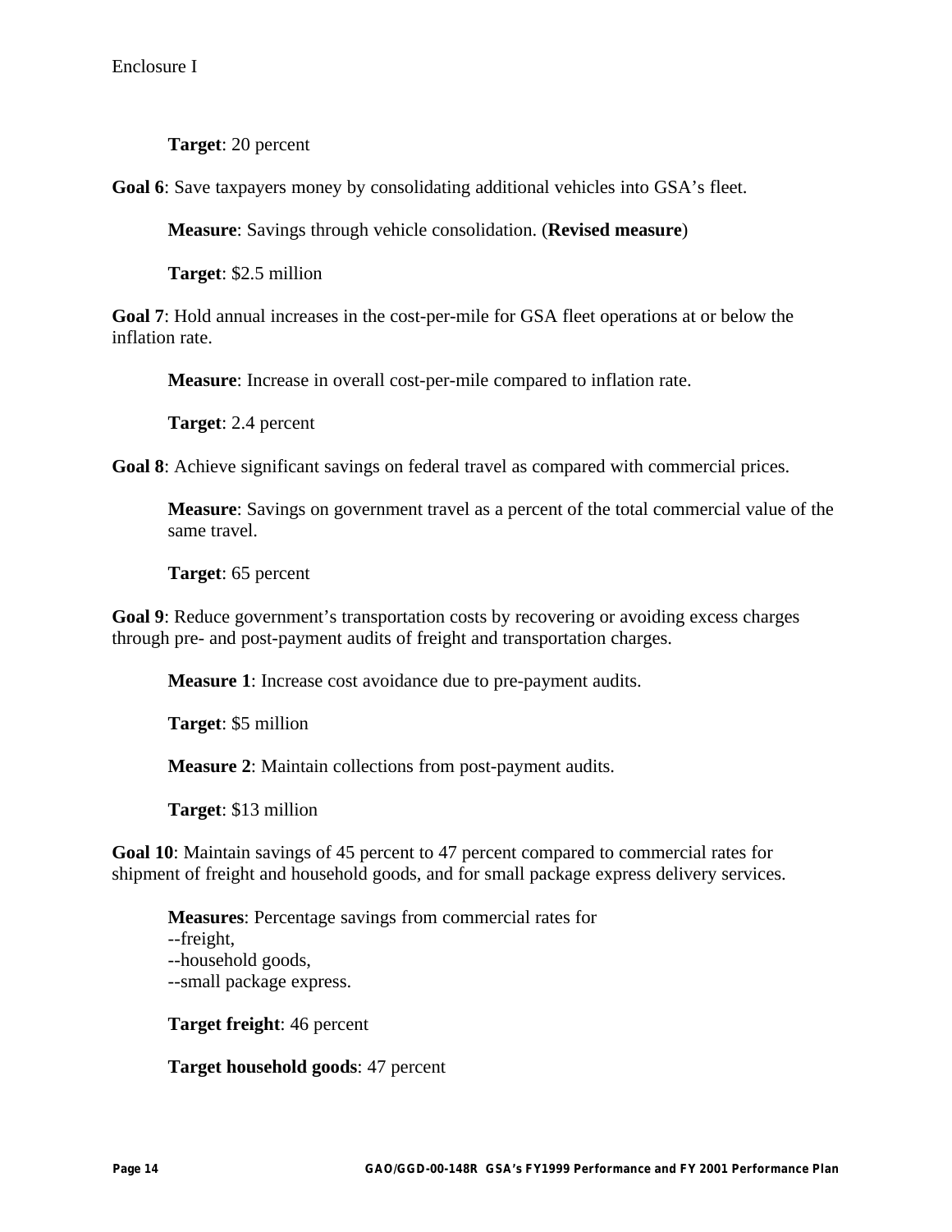**Target**: 20 percent

**Goal 6**: Save taxpayers money by consolidating additional vehicles into GSA's fleet.

**Measure**: Savings through vehicle consolidation. (**Revised measure**)

**Target**: $2.5 million

**Goal 7**: Hold annual increases in the cost-per-mile for GSA fleet operations at or below the inflation rate.

**Measure**: Increase in overall cost-per-mile compared to inflation rate.

**Target**: 2.4 percent

**Goal 8**: Achieve significant savings on federal travel as compared with commercial prices.

**Measure**: Savings on government travel as a percent of the total commercial value of the same travel.

**Target**: 65 percent

**Goal 9**: Reduce government's transportation costs by recovering or avoiding excess charges through pre- and post-payment audits of freight and transportation charges.

**Measure 1**: Increase cost avoidance due to pre-payment audits.

**Target**: $5 million

**Measure 2**: Maintain collections from post-payment audits.

**Target**: $13 million

**Goal 10**: Maintain savings of 45 percent to 47 percent compared to commercial rates for shipment of freight and household goods, and for small package express delivery services.

**Measures**: Percentage savings from commercial rates for
--freight,
--household goods,
--small package express.

**Target freight**: 46 percent

**Target household goods**: 47 percent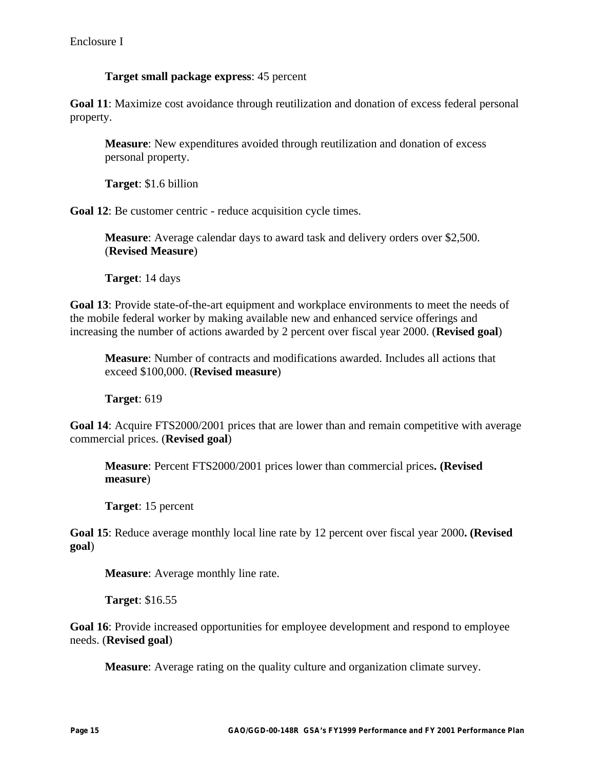**Target small package express**: 45 percent

**Goal 11**: Maximize cost avoidance through reutilization and donation of excess federal personal property.

**Measure**: New expenditures avoided through reutilization and donation of excess personal property.

**Target**: $1.6 billion

**Goal 12**: Be customer centric - reduce acquisition cycle times.

**Measure**: Average calendar days to award task and delivery orders over $2,500. (**Revised Measure**)

**Target**: 14 days

**Goal 13**: Provide state-of-the-art equipment and workplace environments to meet the needs of the mobile federal worker by making available new and enhanced service offerings and increasing the number of actions awarded by 2 percent over fiscal year 2000. (**Revised goal**)

**Measure**: Number of contracts and modifications awarded. Includes all actions that exceed $100,000. (**Revised measure**)

**Target**: 619

**Goal 14**: Acquire FTS2000/2001 prices that are lower than and remain competitive with average commercial prices. (**Revised goal**)

**Measure**: Percent FTS2000/2001 prices lower than commercial prices**. (Revised measure**)

**Target**: 15 percent

**Goal 15**: Reduce average monthly local line rate by 12 percent over fiscal year 2000**. (Revised goal**)

**Measure**: Average monthly line rate.

**Target**: $16.55

**Goal 16**: Provide increased opportunities for employee development and respond to employee needs. (**Revised goal**)

**Measure**: Average rating on the quality culture and organization climate survey.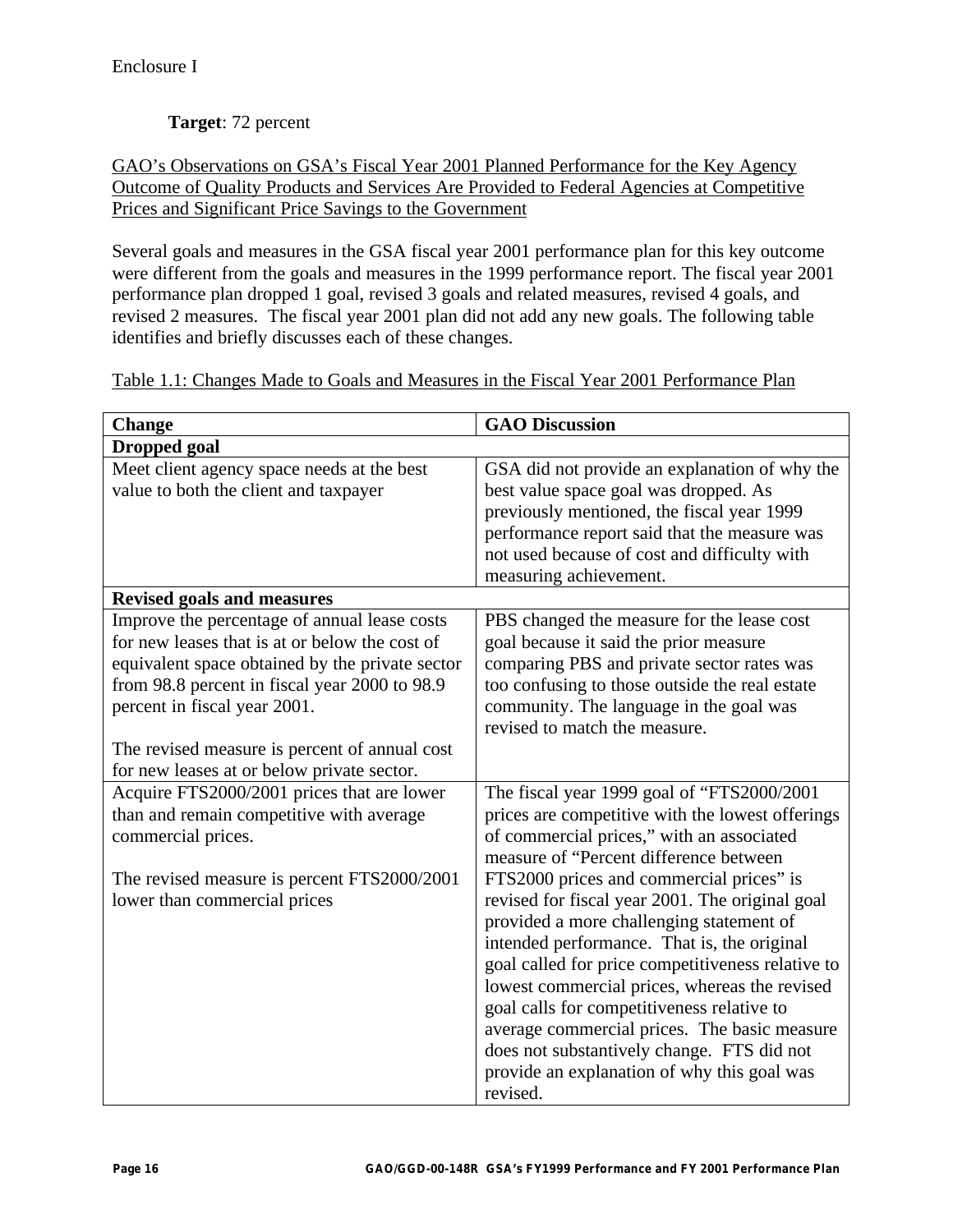**Target**: 72 percent

GAO's Observations on GSA's Fiscal Year 2001 Planned Performance for the Key Agency Outcome of Quality Products and Services Are Provided to Federal Agencies at Competitive Prices and Significant Price Savings to the Government

Several goals and measures in the GSA fiscal year 2001 performance plan for this key outcome were different from the goals and measures in the 1999 performance report. The fiscal year 2001 performance plan dropped 1 goal, revised 3 goals and related measures, revised 4 goals, and revised 2 measures. The fiscal year 2001 plan did not add any new goals. The following table identifies and briefly discusses each of these changes.

Table 1.1: Changes Made to Goals and Measures in the Fiscal Year 2001 Performance Plan

| Change | GAO Discussion |
|---|---|
| **Dropped goal** | |
| Meet client agency space needs at the best value to both the client and taxpayer | GSA did not provide an explanation of why the best value space goal was dropped. As previously mentioned, the fiscal year 1999 performance report said that the measure was not used because of cost and difficulty with measuring achievement. |
| **Revised goals and measures** | |
| Improve the percentage of annual lease costs for new leases that is at or below the cost of equivalent space obtained by the private sector from 98.8 percent in fiscal year 2000 to 98.9 percent in fiscal year 2001.<br><br>The revised measure is percent of annual cost for new leases at or below private sector. | PBS changed the measure for the lease cost goal because it said the prior measure comparing PBS and private sector rates was too confusing to those outside the real estate community. The language in the goal was revised to match the measure. |
| Acquire FTS2000/2001 prices that are lower than and remain competitive with average commercial prices.<br><br>The revised measure is percent FTS2000/2001 lower than commercial prices | The fiscal year 1999 goal of "FTS2000/2001 prices are competitive with the lowest offerings of commercial prices," with an associated measure of "Percent difference between FTS2000 prices and commercial prices" is revised for fiscal year 2001. The original goal provided a more challenging statement of intended performance. That is, the original goal called for price competitiveness relative to lowest commercial prices, whereas the revised goal calls for competitiveness relative to average commercial prices. The basic measure does not substantively change. FTS did not provide an explanation of why this goal was revised. |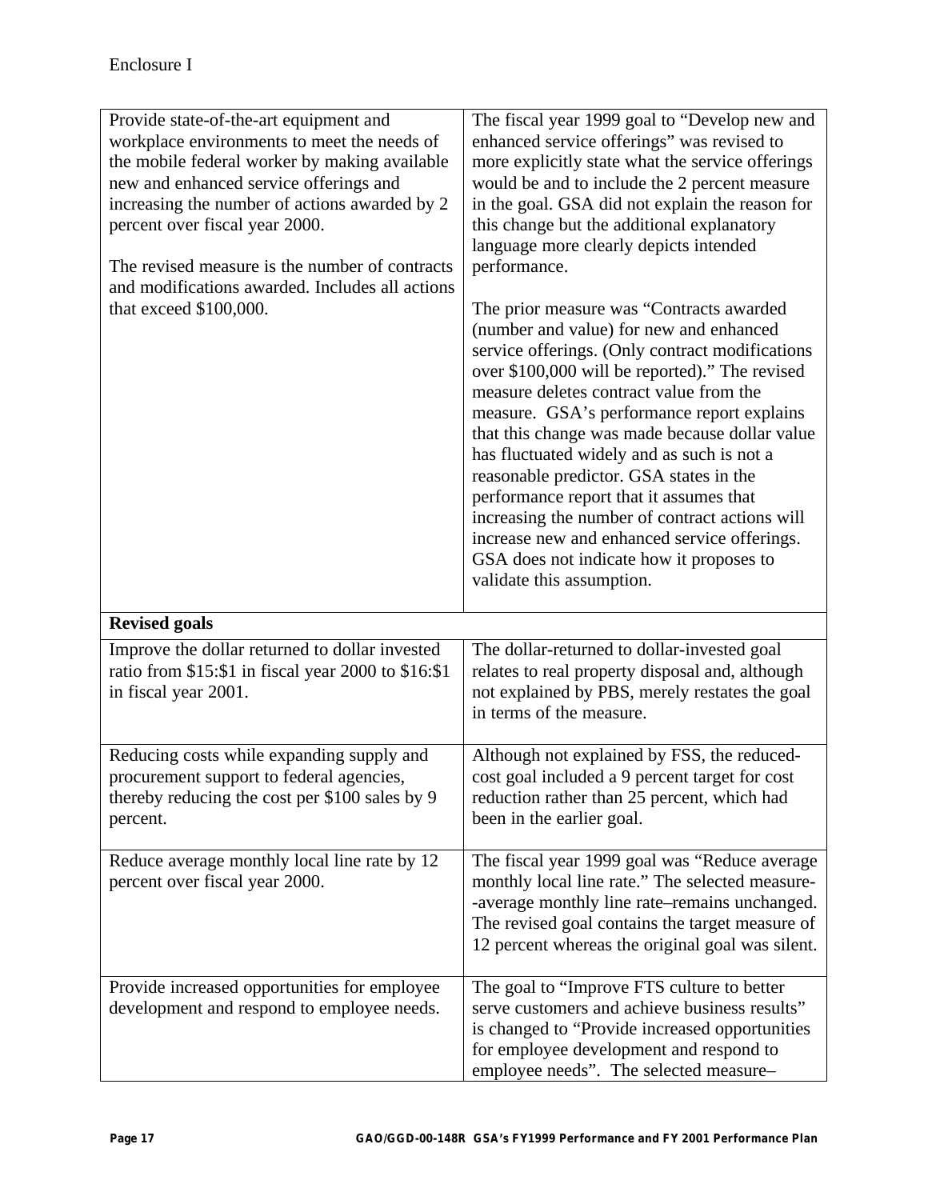Enclosure I

| | |
|---|---|
| Provide state-of-the-art equipment and workplace environments to meet the needs of the mobile federal worker by making available new and enhanced service offerings and increasing the number of actions awarded by 2 percent over fiscal year 2000.<br><br>The revised measure is the number of contracts and modifications awarded. Includes all actions that exceed $100,000. | The fiscal year 1999 goal to "Develop new and enhanced service offerings" was revised to more explicitly state what the service offerings would be and to include the 2 percent measure in the goal. GSA did not explain the reason for this change but the additional explanatory language more clearly depicts intended performance.<br><br>The prior measure was "Contracts awarded (number and value) for new and enhanced service offerings. (Only contract modifications over $100,000 will be reported)." The revised measure deletes contract value from the measure. GSA's performance report explains that this change was made because dollar value has fluctuated widely and as such is not a reasonable predictor. GSA states in the performance report that it assumes that increasing the number of contract actions will increase new and enhanced service offerings. GSA does not indicate how it proposes to validate this assumption. |
| **Revised goals** | |
| Improve the dollar returned to dollar invested ratio from $15:$1 in fiscal year 2000 to $16:$1 in fiscal year 2001. | The dollar-returned to dollar-invested goal relates to real property disposal and, although not explained by PBS, merely restates the goal in terms of the measure. |
| Reducing costs while expanding supply and procurement support to federal agencies, thereby reducing the cost per $100 sales by 9 percent. | Although not explained by FSS, the reduced-cost goal included a 9 percent target for cost reduction rather than 25 percent, which had been in the earlier goal. |
| Reduce average monthly local line rate by 12 percent over fiscal year 2000. | The fiscal year 1999 goal was "Reduce average monthly local line rate." The selected measure--average monthly line rate–remains unchanged. The revised goal contains the target measure of 12 percent whereas the original goal was silent. |
| Provide increased opportunities for employee development and respond to employee needs. | The goal to "Improve FTS culture to better serve customers and achieve business results" is changed to "Provide increased opportunities for employee development and respond to employee needs". The selected measure– |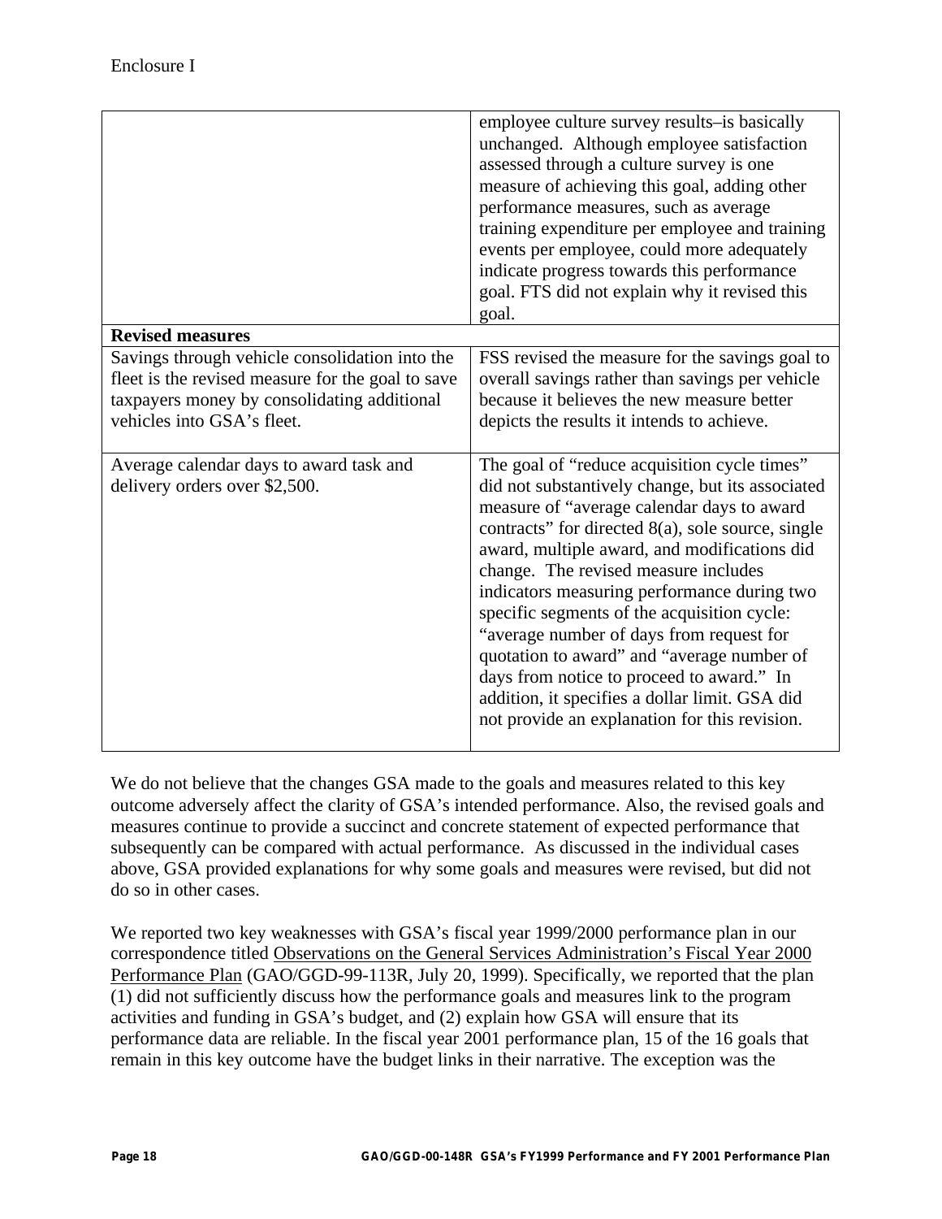Enclosure I

| | |
|---|---|
| | employee culture survey results–is basically unchanged. Although employee satisfaction assessed through a culture survey is one measure of achieving this goal, adding other performance measures, such as average training expenditure per employee and training events per employee, could more adequately indicate progress towards this performance goal. FTS did not explain why it revised this goal. |
| **Revised measures** | |
| Savings through vehicle consolidation into the fleet is the revised measure for the goal to save taxpayers money by consolidating additional vehicles into GSA's fleet. | FSS revised the measure for the savings goal to overall savings rather than savings per vehicle because it believes the new measure better depicts the results it intends to achieve. |
| Average calendar days to award task and delivery orders over $2,500. | The goal of "reduce acquisition cycle times" did not substantively change, but its associated measure of "average calendar days to award contracts" for directed 8(a), sole source, single award, multiple award, and modifications did change. The revised measure includes indicators measuring performance during two specific segments of the acquisition cycle: "average number of days from request for quotation to award" and "average number of days from notice to proceed to award." In addition, it specifies a dollar limit. GSA did not provide an explanation for this revision. |

We do not believe that the changes GSA made to the goals and measures related to this key outcome adversely affect the clarity of GSA's intended performance. Also, the revised goals and measures continue to provide a succinct and concrete statement of expected performance that subsequently can be compared with actual performance. As discussed in the individual cases above, GSA provided explanations for why some goals and measures were revised, but did not do so in other cases.

We reported two key weaknesses with GSA's fiscal year 1999/2000 performance plan in our correspondence titled Observations on the General Services Administration's Fiscal Year 2000 Performance Plan (GAO/GGD-99-113R, July 20, 1999). Specifically, we reported that the plan (1) did not sufficiently discuss how the performance goals and measures link to the program activities and funding in GSA's budget, and (2) explain how GSA will ensure that its performance data are reliable. In the fiscal year 2001 performance plan, 15 of the 16 goals that remain in this key outcome have the budget links in their narrative. The exception was the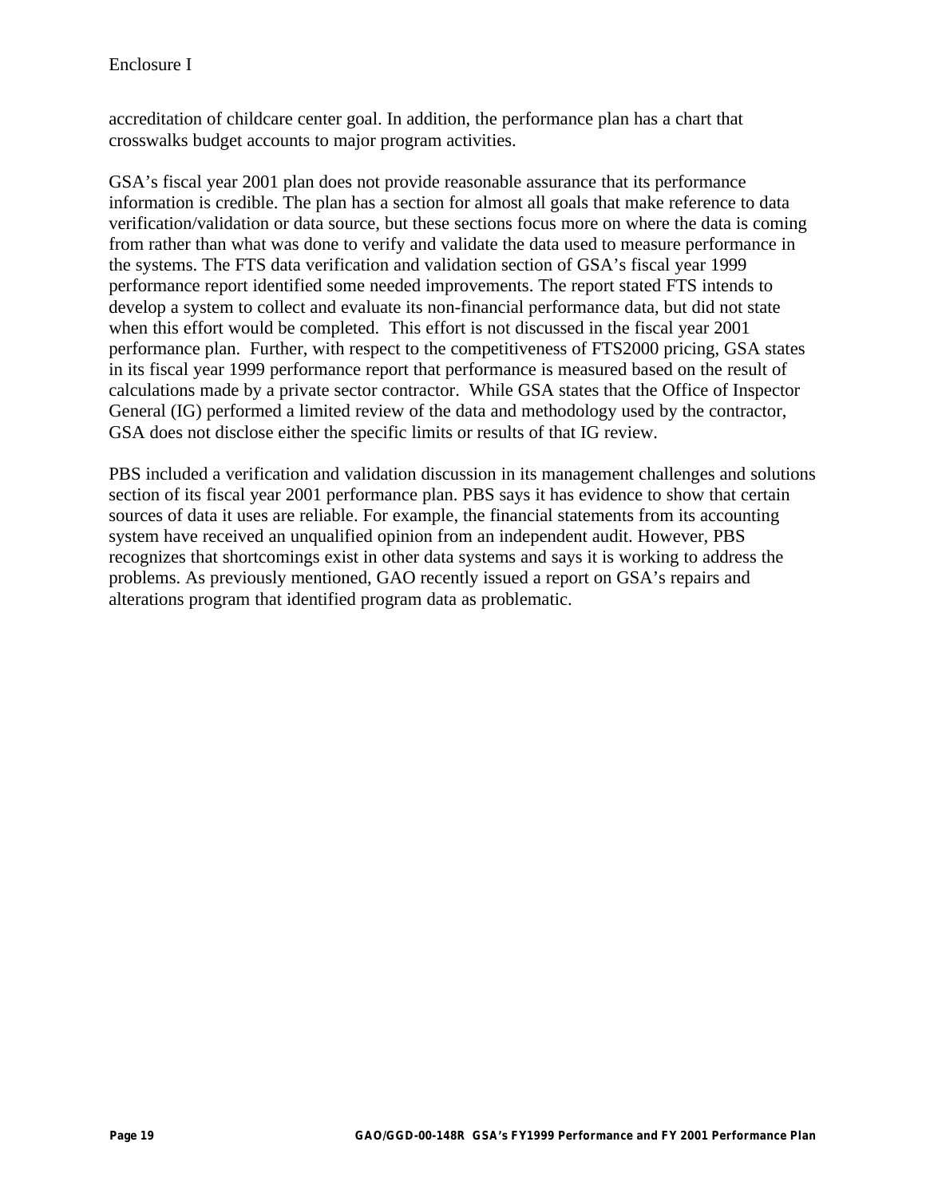accreditation of childcare center goal. In addition, the performance plan has a chart that crosswalks budget accounts to major program activities.

GSA's fiscal year 2001 plan does not provide reasonable assurance that its performance information is credible. The plan has a section for almost all goals that make reference to data verification/validation or data source, but these sections focus more on where the data is coming from rather than what was done to verify and validate the data used to measure performance in the systems. The FTS data verification and validation section of GSA's fiscal year 1999 performance report identified some needed improvements. The report stated FTS intends to develop a system to collect and evaluate its non-financial performance data, but did not state when this effort would be completed. This effort is not discussed in the fiscal year 2001 performance plan. Further, with respect to the competitiveness of FTS2000 pricing, GSA states in its fiscal year 1999 performance report that performance is measured based on the result of calculations made by a private sector contractor. While GSA states that the Office of Inspector General (IG) performed a limited review of the data and methodology used by the contractor, GSA does not disclose either the specific limits or results of that IG review.

PBS included a verification and validation discussion in its management challenges and solutions section of its fiscal year 2001 performance plan. PBS says it has evidence to show that certain sources of data it uses are reliable. For example, the financial statements from its accounting system have received an unqualified opinion from an independent audit. However, PBS recognizes that shortcomings exist in other data systems and says it is working to address the problems. As previously mentioned, GAO recently issued a report on GSA's repairs and alterations program that identified program data as problematic.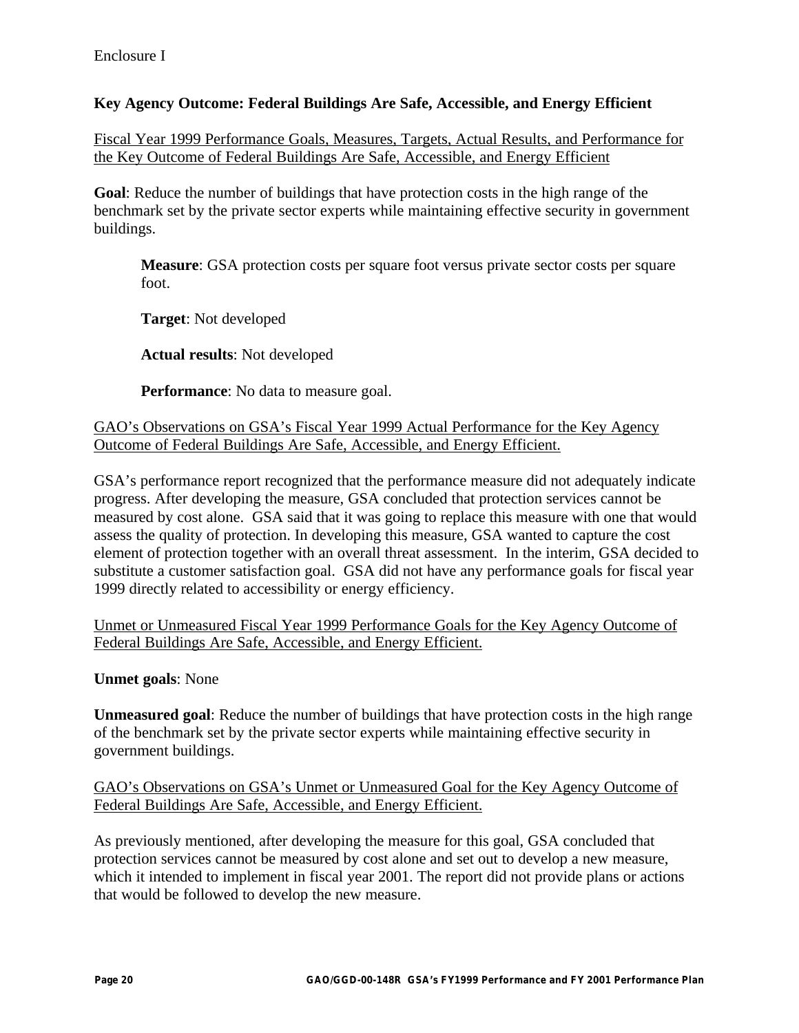Enclosure I

**Key Agency Outcome: Federal Buildings Are Safe, Accessible, and Energy Efficient**

Fiscal Year 1999 Performance Goals, Measures, Targets, Actual Results, and Performance for the Key Outcome of Federal Buildings Are Safe, Accessible, and Energy Efficient

**Goal**: Reduce the number of buildings that have protection costs in the high range of the benchmark set by the private sector experts while maintaining effective security in government buildings.

> **Measure**: GSA protection costs per square foot versus private sector costs per square foot.
>
> **Target**: Not developed
>
> **Actual results**: Not developed
>
> **Performance**: No data to measure goal.

GAO's Observations on GSA's Fiscal Year 1999 Actual Performance for the Key Agency Outcome of Federal Buildings Are Safe, Accessible, and Energy Efficient.

GSA's performance report recognized that the performance measure did not adequately indicate progress. After developing the measure, GSA concluded that protection services cannot be measured by cost alone. GSA said that it was going to replace this measure with one that would assess the quality of protection. In developing this measure, GSA wanted to capture the cost element of protection together with an overall threat assessment. In the interim, GSA decided to substitute a customer satisfaction goal. GSA did not have any performance goals for fiscal year 1999 directly related to accessibility or energy efficiency.

Unmet or Unmeasured Fiscal Year 1999 Performance Goals for the Key Agency Outcome of Federal Buildings Are Safe, Accessible, and Energy Efficient.

**Unmet goals**: None

**Unmeasured goal**: Reduce the number of buildings that have protection costs in the high range of the benchmark set by the private sector experts while maintaining effective security in government buildings.

GAO's Observations on GSA's Unmet or Unmeasured Goal for the Key Agency Outcome of Federal Buildings Are Safe, Accessible, and Energy Efficient.

As previously mentioned, after developing the measure for this goal, GSA concluded that protection services cannot be measured by cost alone and set out to develop a new measure, which it intended to implement in fiscal year 2001. The report did not provide plans or actions that would be followed to develop the new measure.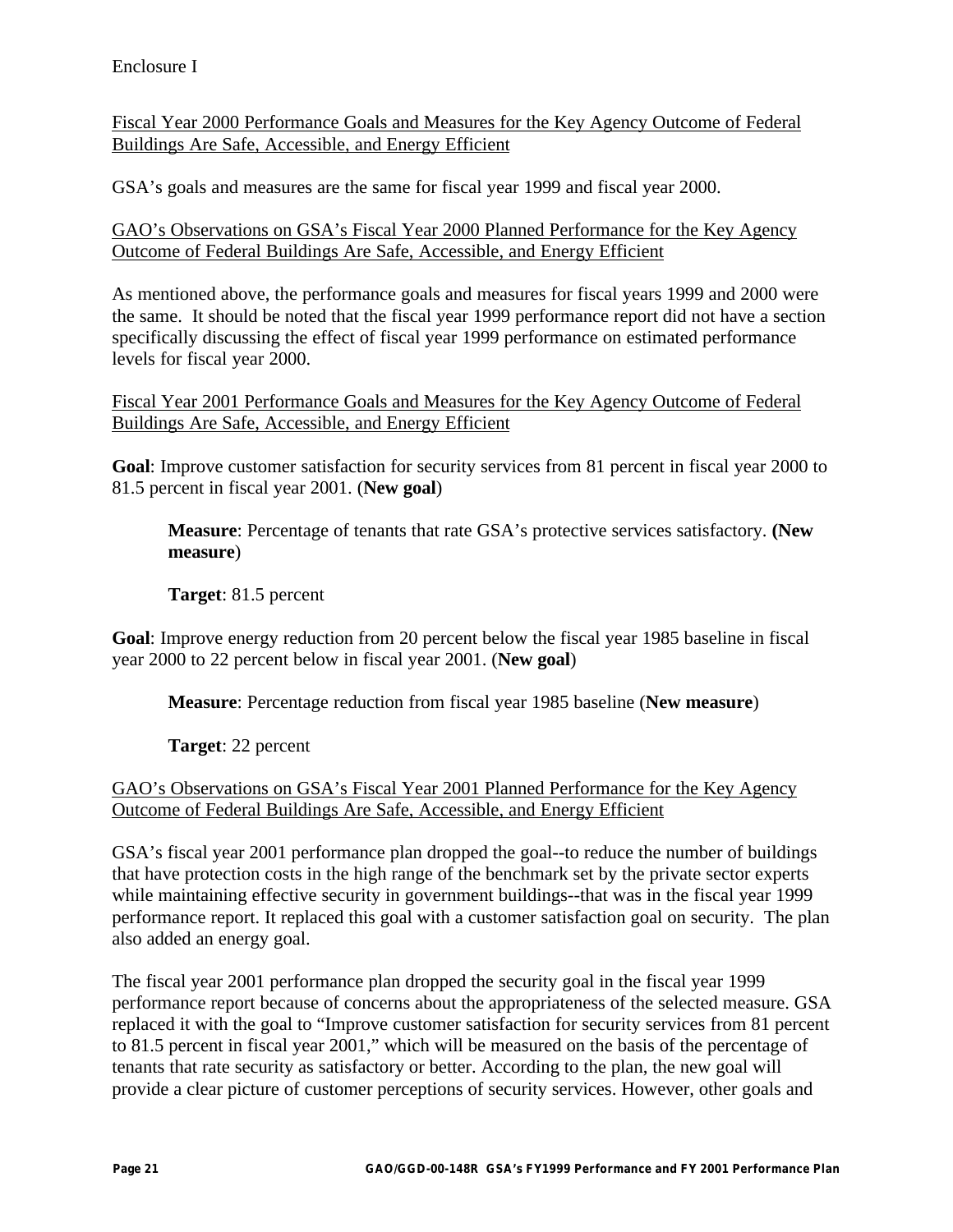Enclosure I

<u>Fiscal Year 2000 Performance Goals and Measures for the Key Agency Outcome of Federal Buildings Are Safe, Accessible, and Energy Efficient</u>

GSA's goals and measures are the same for fiscal year 1999 and fiscal year 2000.

<u>GAO's Observations on GSA's Fiscal Year 2000 Planned Performance for the Key Agency Outcome of Federal Buildings Are Safe, Accessible, and Energy Efficient</u>

As mentioned above, the performance goals and measures for fiscal years 1999 and 2000 were the same. It should be noted that the fiscal year 1999 performance report did not have a section specifically discussing the effect of fiscal year 1999 performance on estimated performance levels for fiscal year 2000.

<u>Fiscal Year 2001 Performance Goals and Measures for the Key Agency Outcome of Federal Buildings Are Safe, Accessible, and Energy Efficient</u>

**Goal**: Improve customer satisfaction for security services from 81 percent in fiscal year 2000 to 81.5 percent in fiscal year 2001. (**New goal**)

> **Measure**: Percentage of tenants that rate GSA's protective services satisfactory. **(New measure**)
>
> **Target**: 81.5 percent

**Goal**: Improve energy reduction from 20 percent below the fiscal year 1985 baseline in fiscal year 2000 to 22 percent below in fiscal year 2001. (**New goal**)

> **Measure**: Percentage reduction from fiscal year 1985 baseline (**New measure**)
>
> **Target**: 22 percent

<u>GAO's Observations on GSA's Fiscal Year 2001 Planned Performance for the Key Agency Outcome of Federal Buildings Are Safe, Accessible, and Energy Efficient</u>

GSA's fiscal year 2001 performance plan dropped the goal--to reduce the number of buildings that have protection costs in the high range of the benchmark set by the private sector experts while maintaining effective security in government buildings--that was in the fiscal year 1999 performance report. It replaced this goal with a customer satisfaction goal on security. The plan also added an energy goal.

The fiscal year 2001 performance plan dropped the security goal in the fiscal year 1999 performance report because of concerns about the appropriateness of the selected measure. GSA replaced it with the goal to "Improve customer satisfaction for security services from 81 percent to 81.5 percent in fiscal year 2001," which will be measured on the basis of the percentage of tenants that rate security as satisfactory or better. According to the plan, the new goal will provide a clear picture of customer perceptions of security services. However, other goals and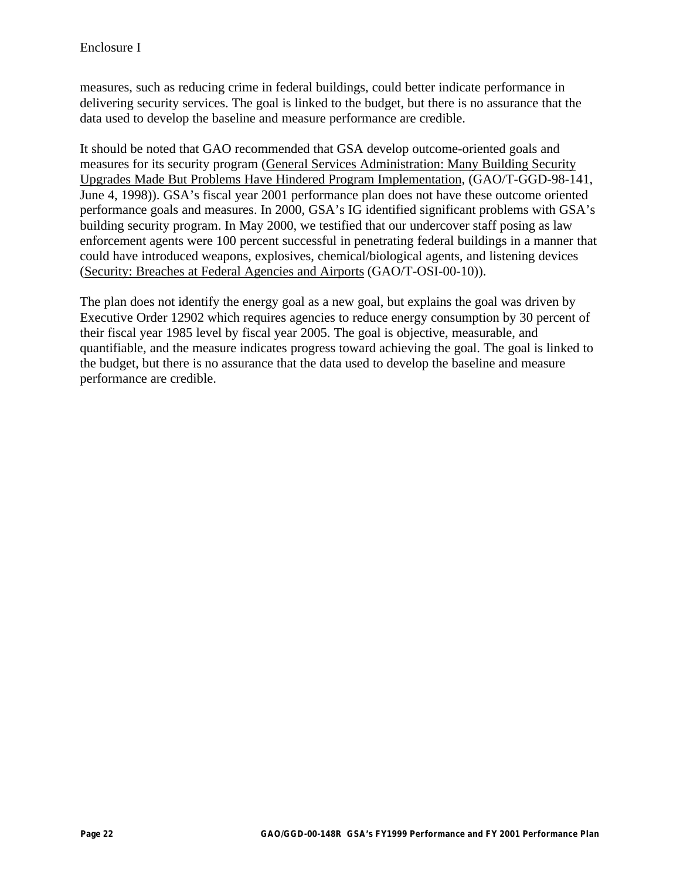measures, such as reducing crime in federal buildings, could better indicate performance in delivering security services. The goal is linked to the budget, but there is no assurance that the data used to develop the baseline and measure performance are credible.

It should be noted that GAO recommended that GSA develop outcome-oriented goals and measures for its security program (General Services Administration: Many Building Security Upgrades Made But Problems Have Hindered Program Implementation, (GAO/T-GGD-98-141, June 4, 1998)). GSA's fiscal year 2001 performance plan does not have these outcome oriented performance goals and measures. In 2000, GSA's IG identified significant problems with GSA's building security program. In May 2000, we testified that our undercover staff posing as law enforcement agents were 100 percent successful in penetrating federal buildings in a manner that could have introduced weapons, explosives, chemical/biological agents, and listening devices (Security: Breaches at Federal Agencies and Airports (GAO/T-OSI-00-10)).

The plan does not identify the energy goal as a new goal, but explains the goal was driven by Executive Order 12902 which requires agencies to reduce energy consumption by 30 percent of their fiscal year 1985 level by fiscal year 2005. The goal is objective, measurable, and quantifiable, and the measure indicates progress toward achieving the goal. The goal is linked to the budget, but there is no assurance that the data used to develop the baseline and measure performance are credible.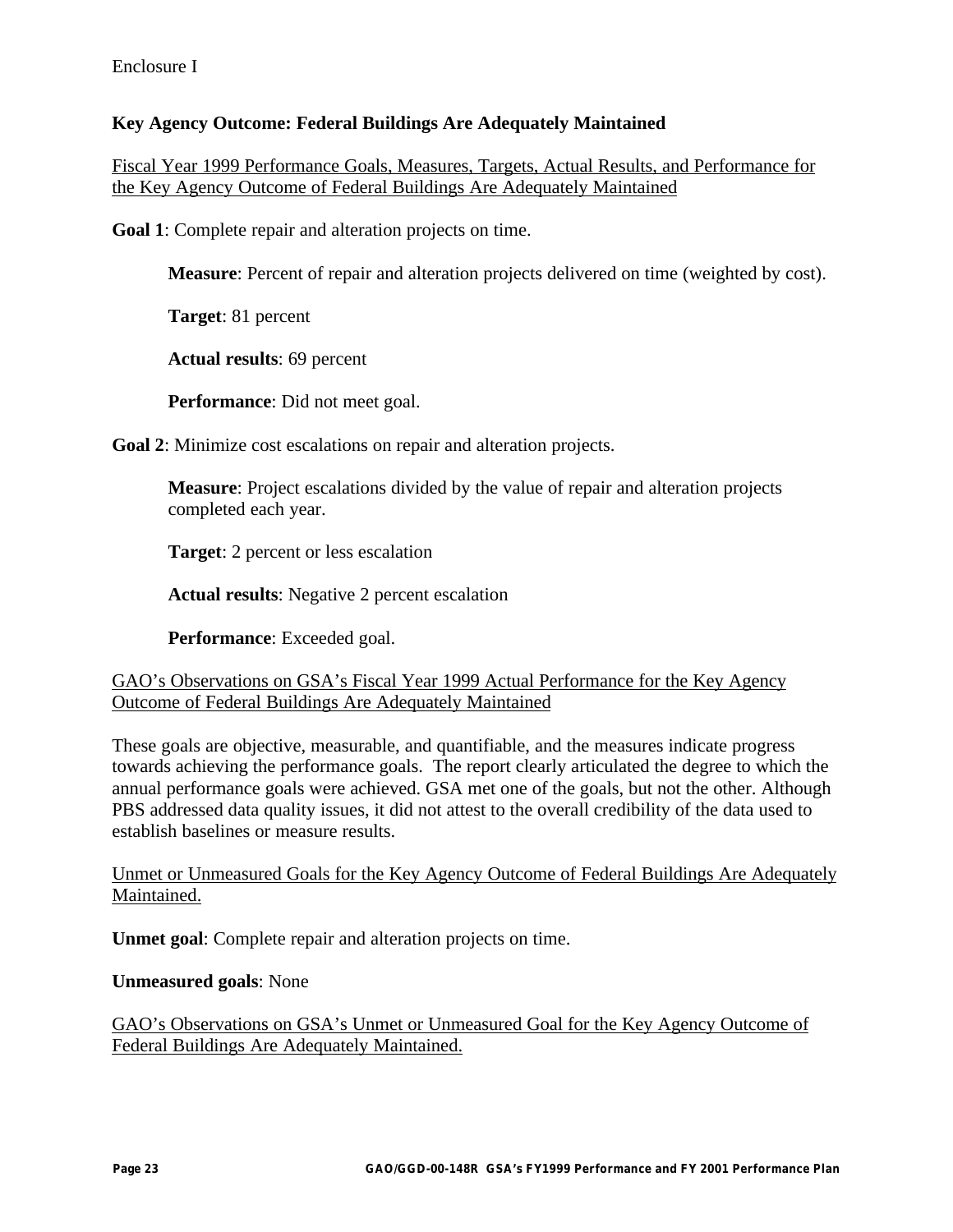Enclosure I

**Key Agency Outcome: Federal Buildings Are Adequately Maintained**

Fiscal Year 1999 Performance Goals, Measures, Targets, Actual Results, and Performance for the Key Agency Outcome of Federal Buildings Are Adequately Maintained

**Goal 1**: Complete repair and alteration projects on time.

> **Measure**: Percent of repair and alteration projects delivered on time (weighted by cost).
>
> **Target**: 81 percent
>
> **Actual results**: 69 percent
>
> **Performance**: Did not meet goal.

**Goal 2**: Minimize cost escalations on repair and alteration projects.

> **Measure**: Project escalations divided by the value of repair and alteration projects completed each year.
>
> **Target**: 2 percent or less escalation
>
> **Actual results**: Negative 2 percent escalation
>
> **Performance**: Exceeded goal.

GAO's Observations on GSA's Fiscal Year 1999 Actual Performance for the Key Agency Outcome of Federal Buildings Are Adequately Maintained

These goals are objective, measurable, and quantifiable, and the measures indicate progress towards achieving the performance goals. The report clearly articulated the degree to which the annual performance goals were achieved. GSA met one of the goals, but not the other. Although PBS addressed data quality issues, it did not attest to the overall credibility of the data used to establish baselines or measure results.

Unmet or Unmeasured Goals for the Key Agency Outcome of Federal Buildings Are Adequately Maintained.

**Unmet goal**: Complete repair and alteration projects on time.

**Unmeasured goals**: None

GAO's Observations on GSA's Unmet or Unmeasured Goal for the Key Agency Outcome of Federal Buildings Are Adequately Maintained.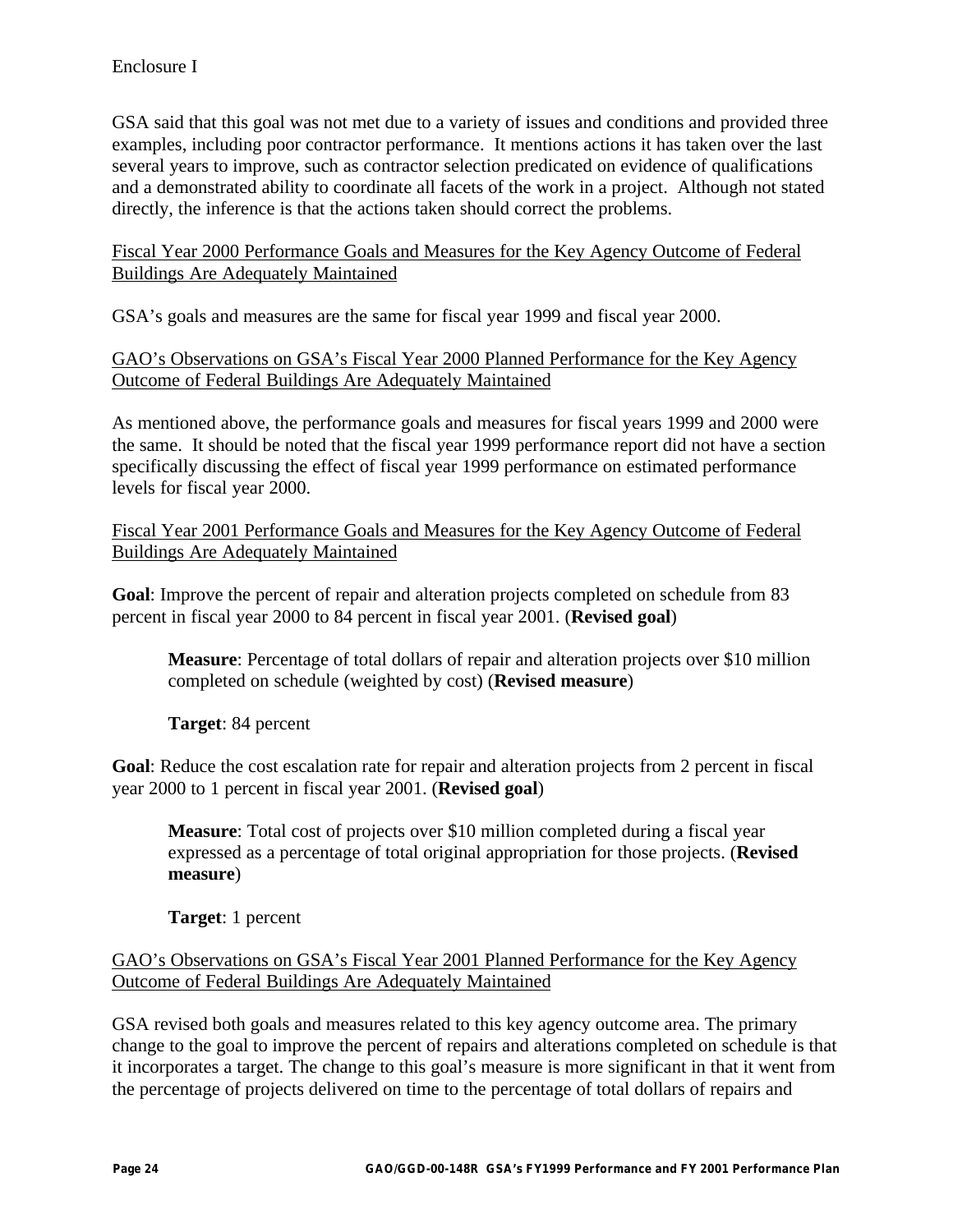GSA said that this goal was not met due to a variety of issues and conditions and provided three examples, including poor contractor performance. It mentions actions it has taken over the last several years to improve, such as contractor selection predicated on evidence of qualifications and a demonstrated ability to coordinate all facets of the work in a project. Although not stated directly, the inference is that the actions taken should correct the problems.

<u>Fiscal Year 2000 Performance Goals and Measures for the Key Agency Outcome of Federal Buildings Are Adequately Maintained</u>

GSA's goals and measures are the same for fiscal year 1999 and fiscal year 2000.

<u>GAO's Observations on GSA's Fiscal Year 2000 Planned Performance for the Key Agency Outcome of Federal Buildings Are Adequately Maintained</u>

As mentioned above, the performance goals and measures for fiscal years 1999 and 2000 were the same. It should be noted that the fiscal year 1999 performance report did not have a section specifically discussing the effect of fiscal year 1999 performance on estimated performance levels for fiscal year 2000.

<u>Fiscal Year 2001 Performance Goals and Measures for the Key Agency Outcome of Federal Buildings Are Adequately Maintained</u>

**Goal**: Improve the percent of repair and alteration projects completed on schedule from 83 percent in fiscal year 2000 to 84 percent in fiscal year 2001. (**Revised goal**)

> **Measure**: Percentage of total dollars of repair and alteration projects over $10 million completed on schedule (weighted by cost) (**Revised measure**)
>
> **Target**: 84 percent

**Goal**: Reduce the cost escalation rate for repair and alteration projects from 2 percent in fiscal year 2000 to 1 percent in fiscal year 2001. (**Revised goal**)

> **Measure**: Total cost of projects over $10 million completed during a fiscal year expressed as a percentage of total original appropriation for those projects. (**Revised measure**)
>
> **Target**: 1 percent

<u>GAO's Observations on GSA's Fiscal Year 2001 Planned Performance for the Key Agency Outcome of Federal Buildings Are Adequately Maintained</u>

GSA revised both goals and measures related to this key agency outcome area. The primary change to the goal to improve the percent of repairs and alterations completed on schedule is that it incorporates a target. The change to this goal's measure is more significant in that it went from the percentage of projects delivered on time to the percentage of total dollars of repairs and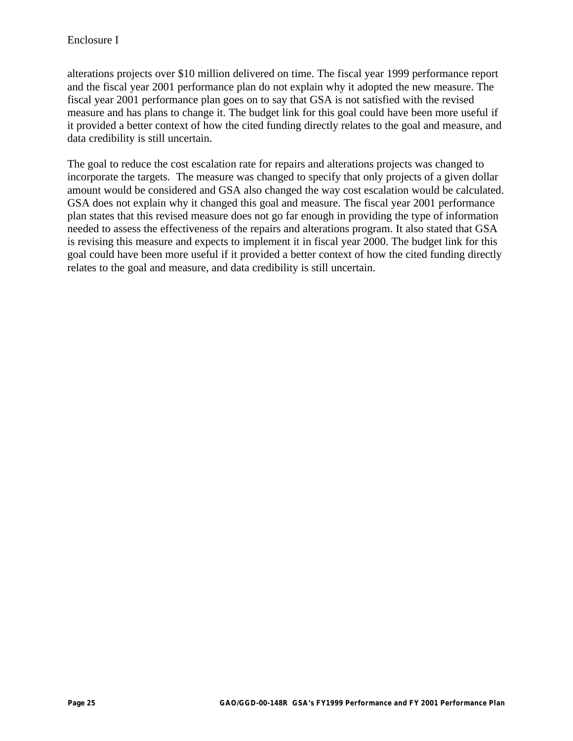alterations projects over $10 million delivered on time. The fiscal year 1999 performance report and the fiscal year 2001 performance plan do not explain why it adopted the new measure. The fiscal year 2001 performance plan goes on to say that GSA is not satisfied with the revised measure and has plans to change it. The budget link for this goal could have been more useful if it provided a better context of how the cited funding directly relates to the goal and measure, and data credibility is still uncertain.

The goal to reduce the cost escalation rate for repairs and alterations projects was changed to incorporate the targets.  The measure was changed to specify that only projects of a given dollar amount would be considered and GSA also changed the way cost escalation would be calculated. GSA does not explain why it changed this goal and measure. The fiscal year 2001 performance plan states that this revised measure does not go far enough in providing the type of information needed to assess the effectiveness of the repairs and alterations program. It also stated that GSA is revising this measure and expects to implement it in fiscal year 2000. The budget link for this goal could have been more useful if it provided a better context of how the cited funding directly relates to the goal and measure, and data credibility is still uncertain.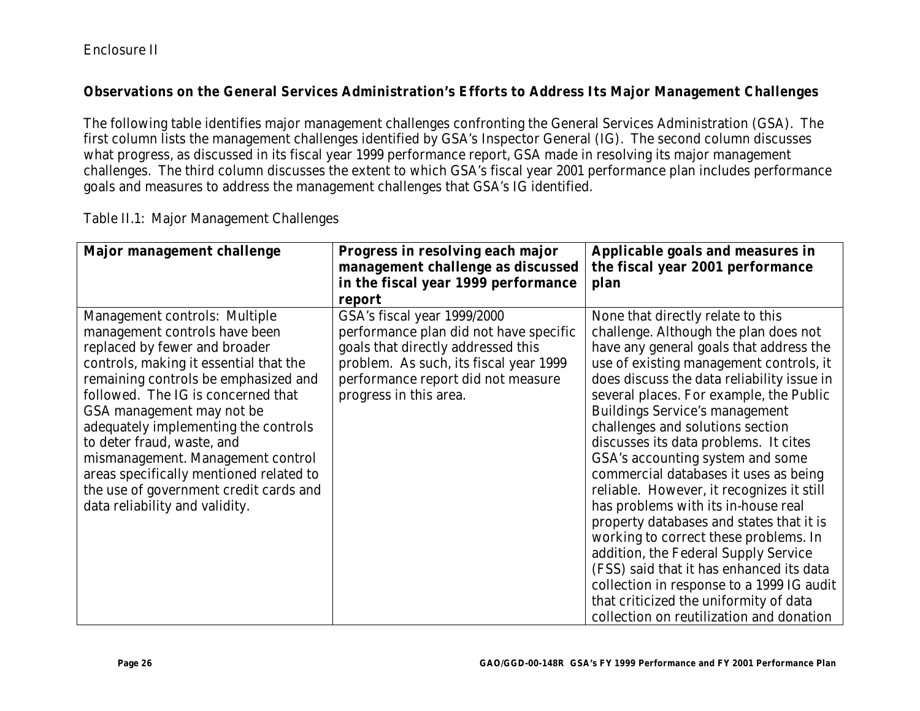Enclosure II

## Observations on the General Services Administration's Efforts to Address Its Major Management Challenges

The following table identifies major management challenges confronting the General Services Administration (GSA). The first column lists the management challenges identified by GSA's Inspector General (IG). The second column discusses what progress, as discussed in its fiscal year 1999 performance report, GSA made in resolving its major management challenges. The third column discusses the extent to which GSA's fiscal year 2001 performance plan includes performance goals and measures to address the management challenges that GSA's IG identified.

Table II.1: Major Management Challenges

| Major management challenge | Progress in resolving each major management challenge as discussed in the fiscal year 1999 performance report | Applicable goals and measures in the fiscal year 2001 performance plan |
|---|---|---|
| Management controls: Multiple management controls have been replaced by fewer and broader controls, making it essential that the remaining controls be emphasized and followed. The IG is concerned that GSA management may not be adequately implementing the controls to deter fraud, waste, and mismanagement. Management control areas specifically mentioned related to the use of government credit cards and data reliability and validity. | GSA's fiscal year 1999/2000 performance plan did not have specific goals that directly addressed this problem. As such, its fiscal year 1999 performance report did not measure progress in this area. | None that directly relate to this challenge. Although the plan does not have any general goals that address the use of existing management controls, it does discuss the data reliability issue in several places. For example, the Public Buildings Service's management challenges and solutions section discusses its data problems. It cites GSA's accounting system and some commercial databases it uses as being reliable. However, it recognizes it still has problems with its in-house real property databases and states that it is working to correct these problems. In addition, the Federal Supply Service (FSS) said that it has enhanced its data collection in response to a 1999 IG audit that criticized the uniformity of data collection on reutilization and donation |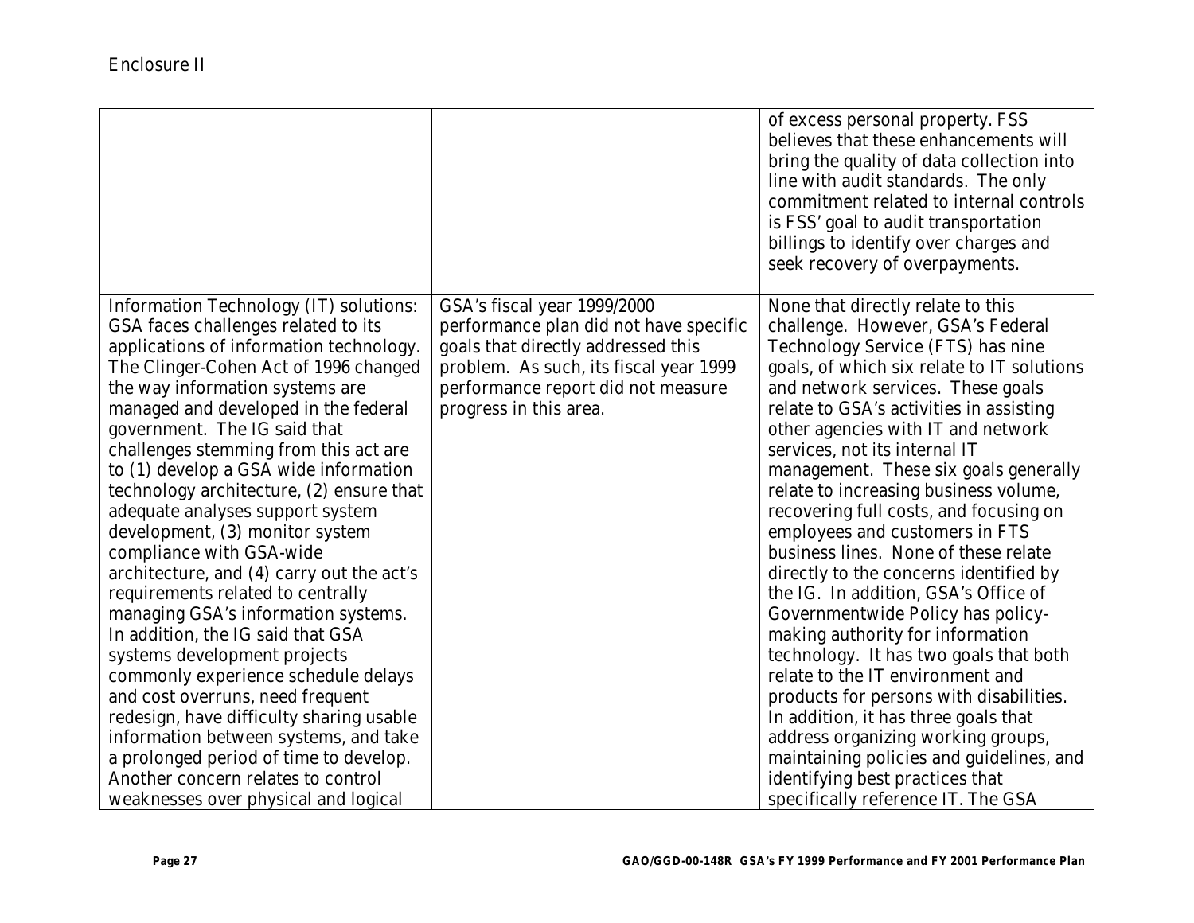Enclosure II

| | | |
|---|---|---|
| | | of excess personal property. FSS believes that these enhancements will bring the quality of data collection into line with audit standards. The only commitment related to internal controls is FSS' goal to audit transportation billings to identify over charges and seek recovery of overpayments. |
| Information Technology (IT) solutions: GSA faces challenges related to its applications of information technology. The Clinger-Cohen Act of 1996 changed the way information systems are managed and developed in the federal government. The IG said that challenges stemming from this act are to (1) develop a GSA wide information technology architecture, (2) ensure that adequate analyses support system development, (3) monitor system compliance with GSA-wide architecture, and (4) carry out the act's requirements related to centrally managing GSA's information systems. In addition, the IG said that GSA systems development projects commonly experience schedule delays and cost overruns, need frequent redesign, have difficulty sharing usable information between systems, and take a prolonged period of time to develop. Another concern relates to control weaknesses over physical and logical | GSA's fiscal year 1999/2000 performance plan did not have specific goals that directly addressed this problem. As such, its fiscal year 1999 performance report did not measure progress in this area. | None that directly relate to this challenge. However, GSA's Federal Technology Service (FTS) has nine goals, of which six relate to IT solutions and network services. These goals relate to GSA's activities in assisting other agencies with IT and network services, not its internal IT management. These six goals generally relate to increasing business volume, recovering full costs, and focusing on employees and customers in FTS business lines. None of these relate directly to the concerns identified by the IG. In addition, GSA's Office of Governmentwide Policy has policy-making authority for information technology. It has two goals that both relate to the IT environment and products for persons with disabilities. In addition, it has three goals that address organizing working groups, maintaining policies and guidelines, and identifying best practices that specifically reference IT. The GSA |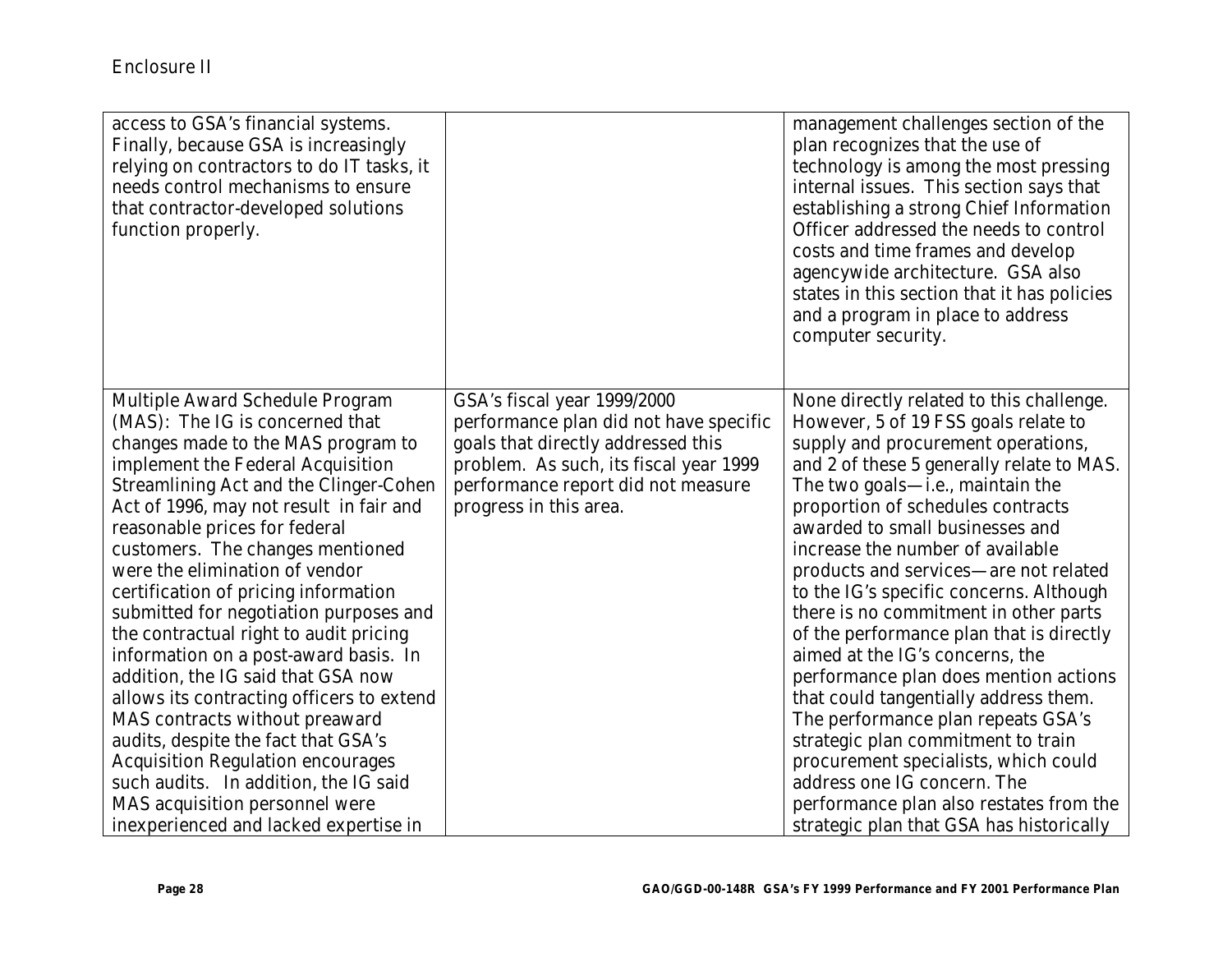Enclosure II

| | | |
|---|---|---|
| access to GSA's financial systems. Finally, because GSA is increasingly relying on contractors to do IT tasks, it needs control mechanisms to ensure that contractor-developed solutions function properly. | | management challenges section of the plan recognizes that the use of technology is among the most pressing internal issues. This section says that establishing a strong Chief Information Officer addressed the needs to control costs and time frames and develop agencywide architecture. GSA also states in this section that it has policies and a program in place to address computer security. |
| Multiple Award Schedule Program (MAS): The IG is concerned that changes made to the MAS program to implement the Federal Acquisition Streamlining Act and the Clinger-Cohen Act of 1996, may not result in fair and reasonable prices for federal customers. The changes mentioned were the elimination of vendor certification of pricing information submitted for negotiation purposes and the contractual right to audit pricing information on a post-award basis. In addition, the IG said that GSA now allows its contracting officers to extend MAS contracts without preaward audits, despite the fact that GSA's Acquisition Regulation encourages such audits. In addition, the IG said MAS acquisition personnel were inexperienced and lacked expertise in | GSA's fiscal year 1999/2000 performance plan did not have specific goals that directly addressed this problem. As such, its fiscal year 1999 performance report did not measure progress in this area. | None directly related to this challenge. However, 5 of 19 FSS goals relate to supply and procurement operations, and 2 of these 5 generally relate to MAS. The two goals—i.e., maintain the proportion of schedules contracts awarded to small businesses and increase the number of available products and services—are not related to the IG's specific concerns. Although there is no commitment in other parts of the performance plan that is directly aimed at the IG's concerns, the performance plan does mention actions that could tangentially address them. The performance plan repeats GSA's strategic plan commitment to train procurement specialists, which could address one IG concern. The performance plan also restates from the strategic plan that GSA has historically |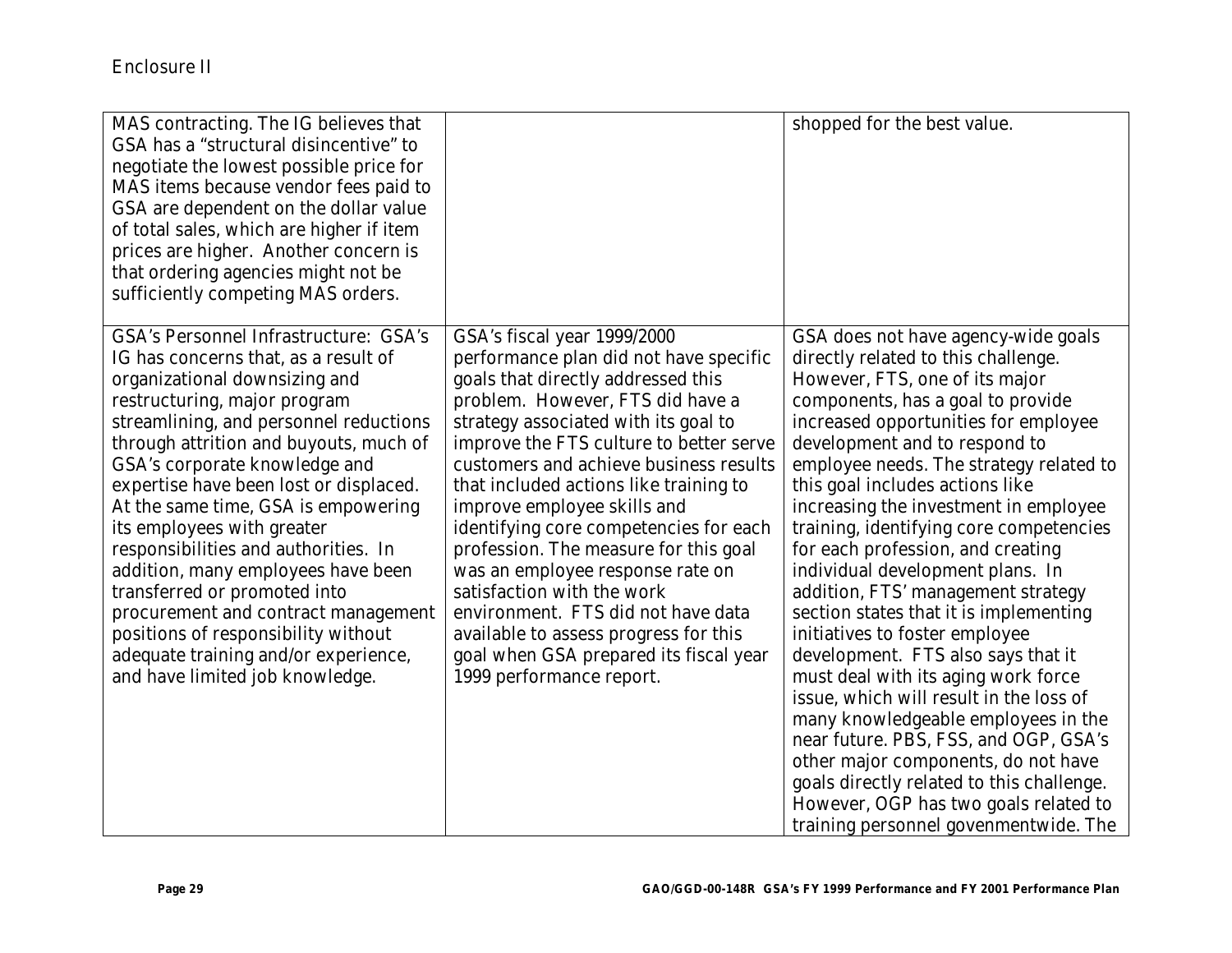Enclosure II

| | | |
|---|---|---|
| MAS contracting. The IG believes that GSA has a "structural disincentive" to negotiate the lowest possible price for MAS items because vendor fees paid to GSA are dependent on the dollar value of total sales, which are higher if item prices are higher. Another concern is that ordering agencies might not be sufficiently competing MAS orders. | | shopped for the best value. |
| GSA's Personnel Infrastructure: GSA's IG has concerns that, as a result of organizational downsizing and restructuring, major program streamlining, and personnel reductions through attrition and buyouts, much of GSA's corporate knowledge and expertise have been lost or displaced. At the same time, GSA is empowering its employees with greater responsibilities and authorities. In addition, many employees have been transferred or promoted into procurement and contract management positions of responsibility without adequate training and/or experience, and have limited job knowledge. | GSA's fiscal year 1999/2000 performance plan did not have specific goals that directly addressed this problem. However, FTS did have a strategy associated with its goal to improve the FTS culture to better serve customers and achieve business results that included actions like training to improve employee skills and identifying core competencies for each profession. The measure for this goal was an employee response rate on satisfaction with the work environment. FTS did not have data available to assess progress for this goal when GSA prepared its fiscal year 1999 performance report. | GSA does not have agency-wide goals directly related to this challenge. However, FTS, one of its major components, has a goal to provide increased opportunities for employee development and to respond to employee needs. The strategy related to this goal includes actions like increasing the investment in employee training, identifying core competencies for each profession, and creating individual development plans. In addition, FTS' management strategy section states that it is implementing initiatives to foster employee development. FTS also says that it must deal with its aging work force issue, which will result in the loss of many knowledgeable employees in the near future. PBS, FSS, and OGP, GSA's other major components, do not have goals directly related to this challenge. However, OGP has two goals related to training personnel govenmentwide. The |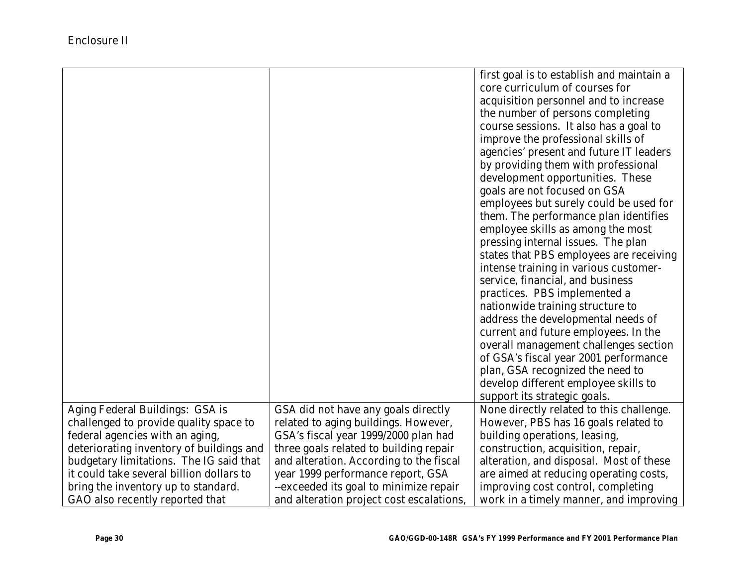Enclosure II

| | | |
|---|---|---|
| | | first goal is to establish and maintain a core curriculum of courses for acquisition personnel and to increase the number of persons completing course sessions. It also has a goal to improve the professional skills of agencies' present and future IT leaders by providing them with professional development opportunities. These goals are not focused on GSA employees but surely could be used for them. The performance plan identifies employee skills as among the most pressing internal issues. The plan states that PBS employees are receiving intense training in various customer-service, financial, and business practices. PBS implemented a nationwide training structure to address the developmental needs of current and future employees. In the overall management challenges section of GSA's fiscal year 2001 performance plan, GSA recognized the need to develop different employee skills to support its strategic goals. |
| Aging Federal Buildings: GSA is challenged to provide quality space to federal agencies with an aging, deteriorating inventory of buildings and budgetary limitations. The IG said that it could take several billion dollars to bring the inventory up to standard. GAO also recently reported that | GSA did not have any goals directly related to aging buildings. However, GSA's fiscal year 1999/2000 plan had three goals related to building repair and alteration. According to the fiscal year 1999 performance report, GSA --exceeded its goal to minimize repair and alteration project cost escalations, | None directly related to this challenge. However, PBS has 16 goals related to building operations, leasing, construction, acquisition, repair, alteration, and disposal. Most of these are aimed at reducing operating costs, improving cost control, completing work in a timely manner, and improving |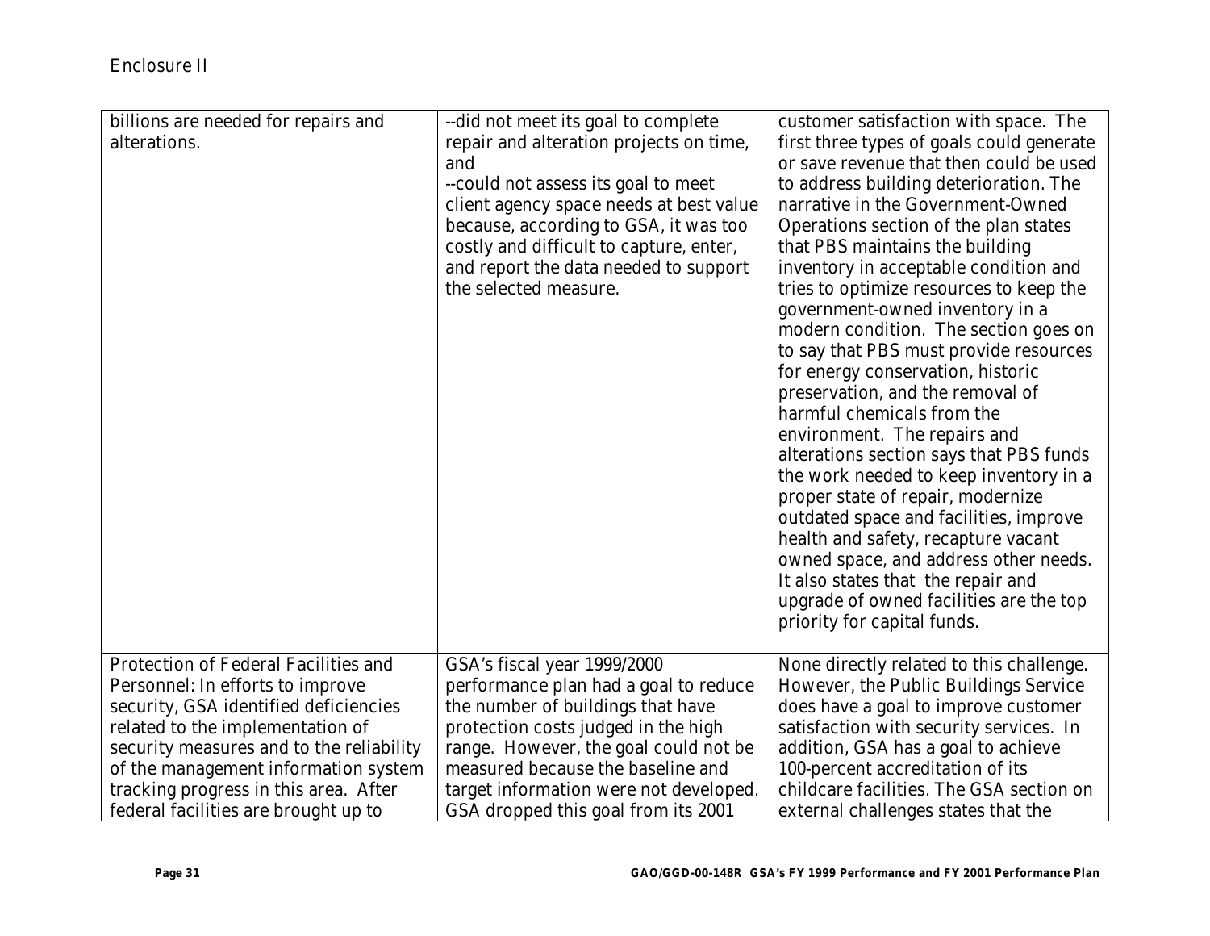Enclosure II

| | | |
|---|---|---|
| billions are needed for repairs and alterations. | --did not meet its goal to complete repair and alteration projects on time, and<br>--could not assess its goal to meet client agency space needs at best value because, according to GSA, it was too costly and difficult to capture, enter, and report the data needed to support the selected measure. | customer satisfaction with space. The first three types of goals could generate or save revenue that then could be used to address building deterioration. The narrative in the Government-Owned Operations section of the plan states that PBS maintains the building inventory in acceptable condition and tries to optimize resources to keep the government-owned inventory in a modern condition. The section goes on to say that PBS must provide resources for energy conservation, historic preservation, and the removal of harmful chemicals from the environment. The repairs and alterations section says that PBS funds the work needed to keep inventory in a proper state of repair, modernize outdated space and facilities, improve health and safety, recapture vacant owned space, and address other needs. It also states that the repair and upgrade of owned facilities are the top priority for capital funds. |
| Protection of Federal Facilities and Personnel: In efforts to improve security, GSA identified deficiencies related to the implementation of security measures and to the reliability of the management information system tracking progress in this area. After federal facilities are brought up to | GSA's fiscal year 1999/2000 performance plan had a goal to reduce the number of buildings that have protection costs judged in the high range. However, the goal could not be measured because the baseline and target information were not developed. GSA dropped this goal from its 2001 | None directly related to this challenge. However, the Public Buildings Service does have a goal to improve customer satisfaction with security services. In addition, GSA has a goal to achieve 100-percent accreditation of its childcare facilities. The GSA section on external challenges states that the |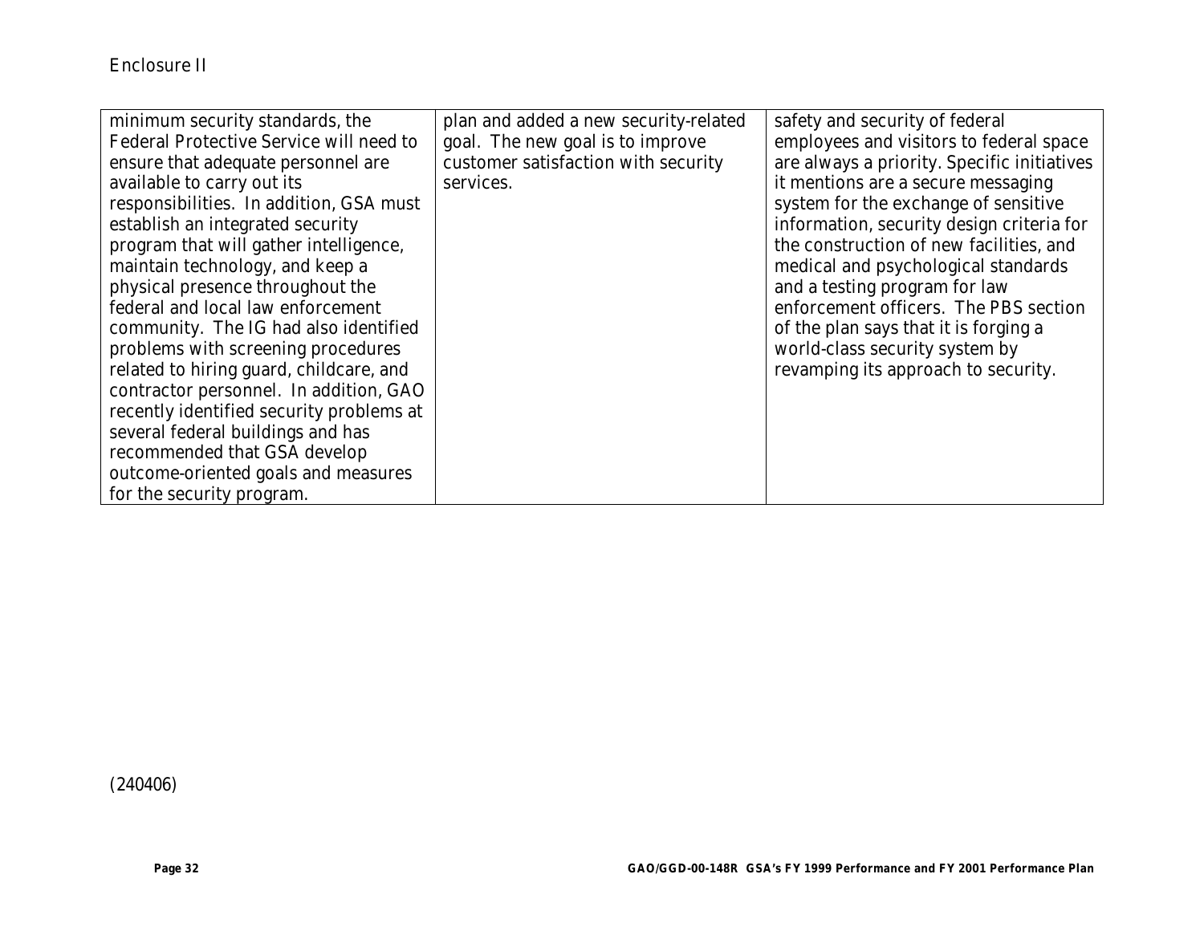| | | |
|---|---|---|
| minimum security standards, the Federal Protective Service will need to ensure that adequate personnel are available to carry out its responsibilities. In addition, GSA must establish an integrated security program that will gather intelligence, maintain technology, and keep a physical presence throughout the federal and local law enforcement community. The IG had also identified problems with screening procedures related to hiring guard, childcare, and contractor personnel. In addition, GAO recently identified security problems at several federal buildings and has recommended that GSA develop outcome-oriented goals and measures for the security program. | plan and added a new security-related goal. The new goal is to improve customer satisfaction with security services. | safety and security of federal employees and visitors to federal space are always a priority. Specific initiatives it mentions are a secure messaging system for the exchange of sensitive information, security design criteria for the construction of new facilities, and medical and psychological standards and a testing program for law enforcement officers. The PBS section of the plan says that it is forging a world-class security system by revamping its approach to security. |

(240406)